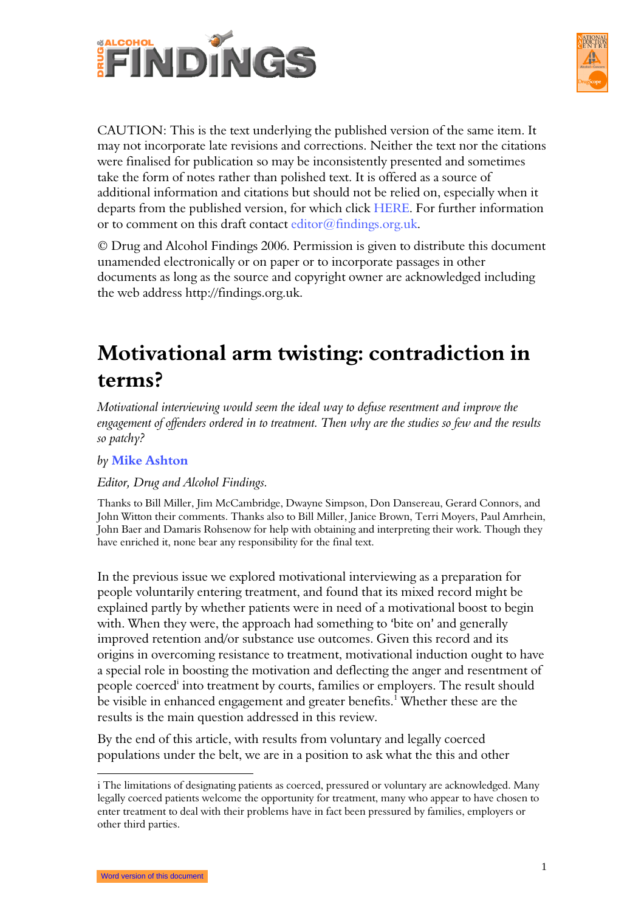CAUTION: This is the text underlying the published version of the same item. It may not incorporate late revisions and corrections. Neither the text nor the citations were finalised for publication so may be inconsistently presented and sometimes take the form of notes rather than polished text. It is offered as a source of additional information and citations but should not be relied on, especially when it departs from the published version, for which click HERE. For further information or to comment on this draft contact editor@findings.org.uk.

© Drug and Alcohol Findings 2006. Permission is given to distribute this document unamended electronically or on paper or to incorporate passages in other documents as long as the source and copyright owner are acknowledged including the web address http://findings.org.uk.

# Motivational arm twisting: contradiction in terms?

*Motivational interviewing would seem the ideal way to defuse resentment and improve the engagement of offenders ordered in to treatment. Then why are the studies so few and the results so patchy?*

*by* **Mike Ashton**

*Editor, Drug and Alcohol Findings.*

Thanks to Bill Miller, Jim McCambridge, Dwayne Simpson, Don Dansereau, Gerard Connors, and John Witton their comments. Thanks also to Bill Miller, Janice Brown, Terri Moyers, Paul Amrhein, John Baer and Damaris Rohsenow for help with obtaining and interpreting their work. Though they have enriched it, none bear any responsibility for the final text.

In the previous issue we explored motivational interviewing as a preparation for people voluntarily entering treatment, and found that its mixed record might be explained partly by whether patients were in need of a motivational boost to begin with. When they were, the approach had something to 'bite on' and generally improved retention and/or substance use outcomes. Given this record and its origins in overcoming resistance to treatment, motivational induction ought to have a special role in boosting the motivation and deflecting the anger and resentment of people coerced[i] into treatment by courts, families or employers. The result should be visible in enhanced engagement and greater benefits.[1] Whether these are the results is the main question addressed in this review.

By the end of this article, with results from voluntary and legally coerced populations under the belt, we are in a position to ask what the this and other

i The limitations of designating patients as coerced, pressured or voluntary are acknowledged. Many legally coerced patients welcome the opportunity for treatment, many who appear to have chosen to enter treatment to deal with their problems have in fact been pressured by families, employers or other third parties.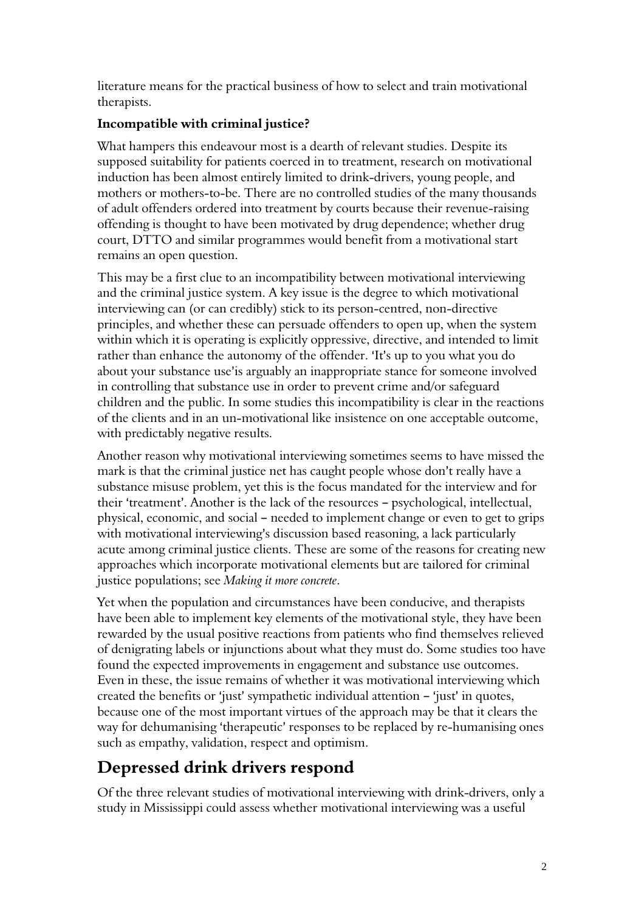literature means for the practical business of how to select and train motivational therapists.

**Incompatible with criminal justice?**

What hampers this endeavour most is a dearth of relevant studies. Despite its supposed suitability for patients coerced in to treatment, research on motivational induction has been almost entirely limited to drink-drivers, young people, and mothers or mothers-to-be. There are no controlled studies of the many thousands of adult offenders ordered into treatment by courts because their revenue-raising offending is thought to have been motivated by drug dependence; whether drug court, DTTO and similar programmes would benefit from a motivational start remains an open question.

This may be a first clue to an incompatibility between motivational interviewing and the criminal justice system. A key issue is the degree to which motivational interviewing can (or can credibly) stick to its person-centred, non-directive principles, and whether these can persuade offenders to open up, when the system within which it is operating is explicitly oppressive, directive, and intended to limit rather than enhance the autonomy of the offender. 'It's up to you what you do about your substance use'is arguably an inappropriate stance for someone involved in controlling that substance use in order to prevent crime and/or safeguard children and the public. In some studies this incompatibility is clear in the reactions of the clients and in an un-motivational like insistence on one acceptable outcome, with predictably negative results.

Another reason why motivational interviewing sometimes seems to have missed the mark is that the criminal justice net has caught people whose don't really have a substance misuse problem, yet this is the focus mandated for the interview and for their 'treatment'. Another is the lack of the resources – psychological, intellectual, physical, economic, and social – needed to implement change or even to get to grips with motivational interviewing's discussion based reasoning, a lack particularly acute among criminal justice clients. These are some of the reasons for creating new approaches which incorporate motivational elements but are tailored for criminal justice populations; see *Making it more concrete*.

Yet when the population and circumstances have been conducive, and therapists have been able to implement key elements of the motivational style, they have been rewarded by the usual positive reactions from patients who find themselves relieved of denigrating labels or injunctions about what they must do. Some studies too have found the expected improvements in engagement and substance use outcomes. Even in these, the issue remains of whether it was motivational interviewing which created the benefits or 'just' sympathetic individual attention – 'just' in quotes, because one of the most important virtues of the approach may be that it clears the way for dehumanising 'therapeutic' responses to be replaced by re-humanising ones such as empathy, validation, respect and optimism.

## Depressed drink drivers respond

Of the three relevant studies of motivational interviewing with drink-drivers, only a study in Mississippi could assess whether motivational interviewing was a useful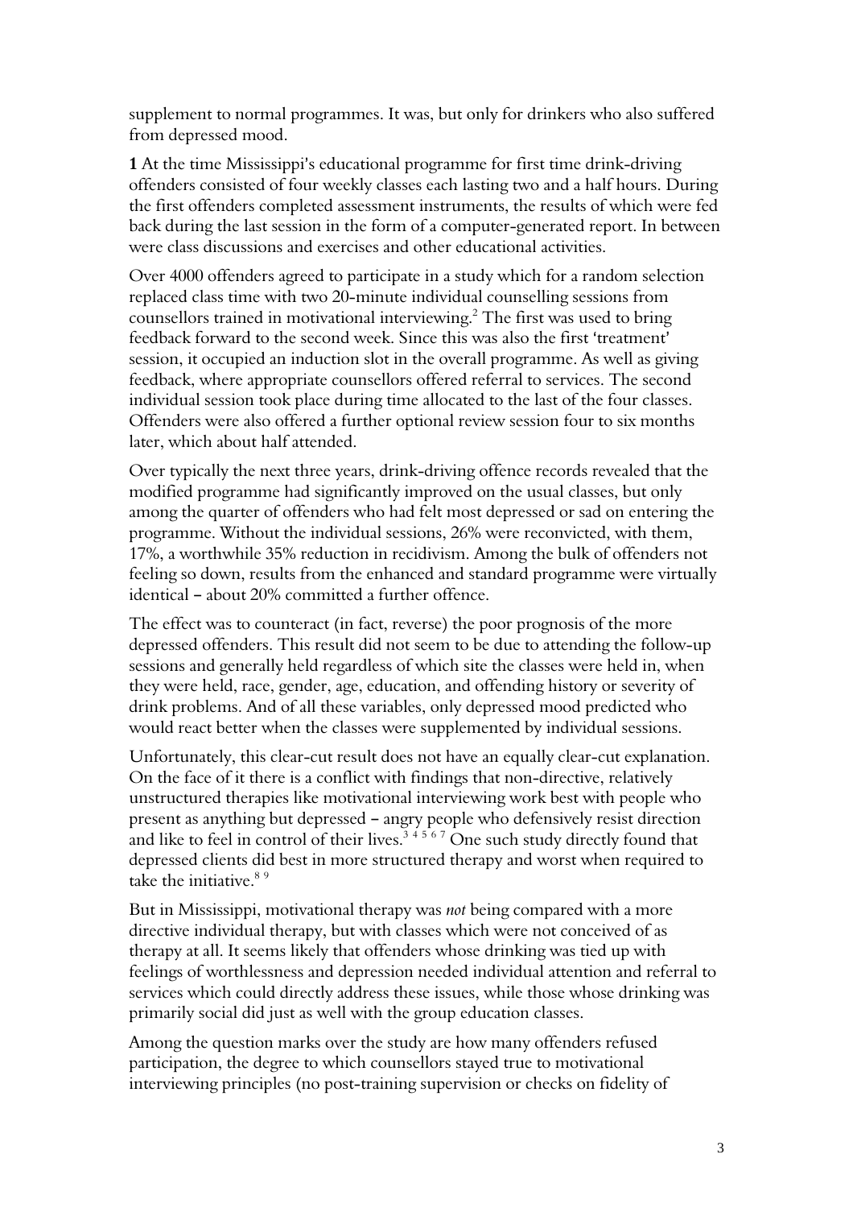supplement to normal programmes. It was, but only for drinkers who also suffered from depressed mood.

**1** At the time Mississippi's educational programme for first time drink-driving offenders consisted of four weekly classes each lasting two and a half hours. During the first offenders completed assessment instruments, the results of which were fed back during the last session in the form of a computer-generated report. In between were class discussions and exercises and other educational activities.

Over 4000 offenders agreed to participate in a study which for a random selection replaced class time with two 20-minute individual counselling sessions from counsellors trained in motivational interviewing.[2] The first was used to bring feedback forward to the second week. Since this was also the first 'treatment' session, it occupied an induction slot in the overall programme. As well as giving feedback, where appropriate counsellors offered referral to services. The second individual session took place during time allocated to the last of the four classes. Offenders were also offered a further optional review session four to six months later, which about half attended.

Over typically the next three years, drink-driving offence records revealed that the modified programme had significantly improved on the usual classes, but only among the quarter of offenders who had felt most depressed or sad on entering the programme. Without the individual sessions, 26% were reconvicted, with them, 17%, a worthwhile 35% reduction in recidivism. Among the bulk of offenders not feeling so down, results from the enhanced and standard programme were virtually identical – about 20% committed a further offence.

The effect was to counteract (in fact, reverse) the poor prognosis of the more depressed offenders. This result did not seem to be due to attending the follow-up sessions and generally held regardless of which site the classes were held in, when they were held, race, gender, age, education, and offending history or severity of drink problems. And of all these variables, only depressed mood predicted who would react better when the classes were supplemented by individual sessions.

Unfortunately, this clear-cut result does not have an equally clear-cut explanation. On the face of it there is a conflict with findings that non-directive, relatively unstructured therapies like motivational interviewing work best with people who present as anything but depressed – angry people who defensively resist direction and like to feel in control of their lives.[3 4 5 6 7] One such study directly found that depressed clients did best in more structured therapy and worst when required to take the initiative.[8 9]

But in Mississippi, motivational therapy was *not* being compared with a more directive individual therapy, but with classes which were not conceived of as therapy at all. It seems likely that offenders whose drinking was tied up with feelings of worthlessness and depression needed individual attention and referral to services which could directly address these issues, while those whose drinking was primarily social did just as well with the group education classes.

Among the question marks over the study are how many offenders refused participation, the degree to which counsellors stayed true to motivational interviewing principles (no post-training supervision or checks on fidelity of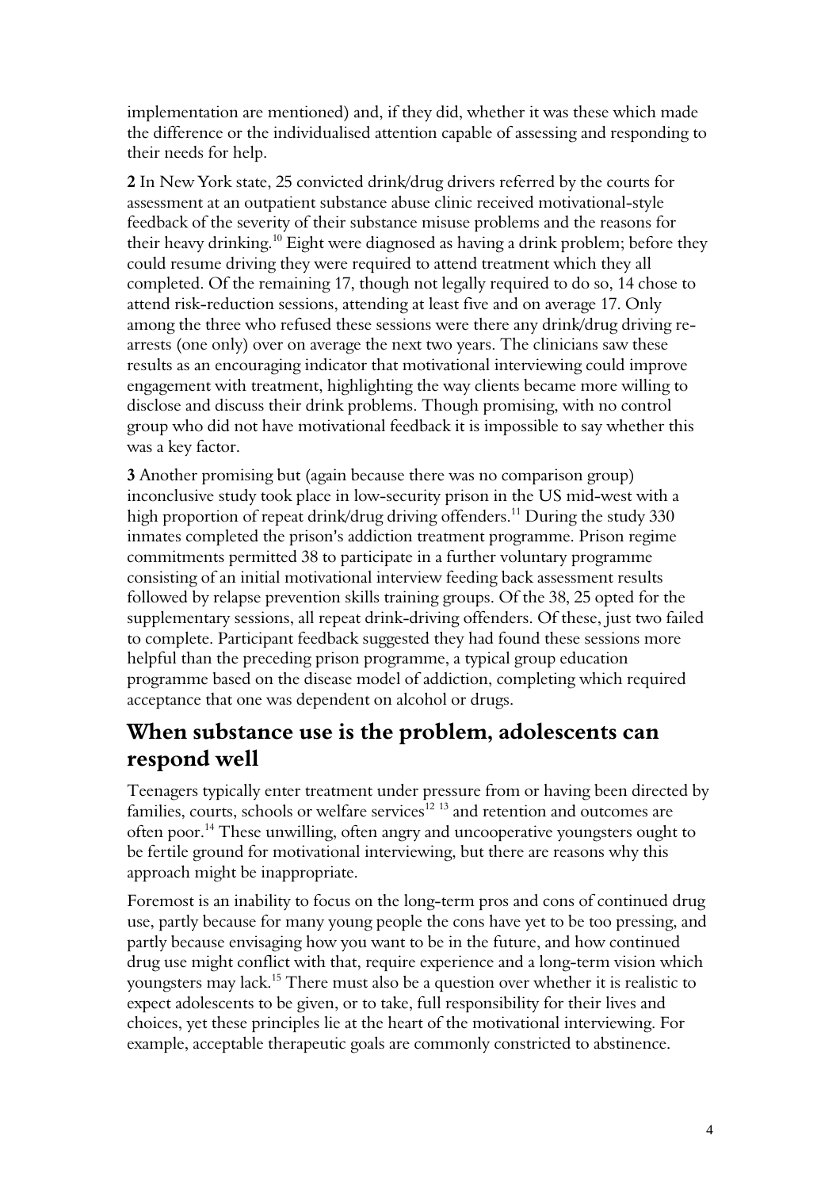implementation are mentioned) and, if they did, whether it was these which made the difference or the individualised attention capable of assessing and responding to their needs for help.

**2** In New York state, 25 convicted drink/drug drivers referred by the courts for assessment at an outpatient substance abuse clinic received motivational-style feedback of the severity of their substance misuse problems and the reasons for their heavy drinking.[10] Eight were diagnosed as having a drink problem; before they could resume driving they were required to attend treatment which they all completed. Of the remaining 17, though not legally required to do so, 14 chose to attend risk-reduction sessions, attending at least five and on average 17. Only among the three who refused these sessions were there any drink/drug driving re-arrests (one only) over on average the next two years. The clinicians saw these results as an encouraging indicator that motivational interviewing could improve engagement with treatment, highlighting the way clients became more willing to disclose and discuss their drink problems. Though promising, with no control group who did not have motivational feedback it is impossible to say whether this was a key factor.

**3** Another promising but (again because there was no comparison group) inconclusive study took place in low-security prison in the US mid-west with a high proportion of repeat drink/drug driving offenders.[11] During the study 330 inmates completed the prison's addiction treatment programme. Prison regime commitments permitted 38 to participate in a further voluntary programme consisting of an initial motivational interview feeding back assessment results followed by relapse prevention skills training groups. Of the 38, 25 opted for the supplementary sessions, all repeat drink-driving offenders. Of these, just two failed to complete. Participant feedback suggested they had found these sessions more helpful than the preceding prison programme, a typical group education programme based on the disease model of addiction, completing which required acceptance that one was dependent on alcohol or drugs.

## When substance use is the problem, adolescents can respond well

Teenagers typically enter treatment under pressure from or having been directed by families, courts, schools or welfare services[12,13] and retention and outcomes are often poor.[14] These unwilling, often angry and uncooperative youngsters ought to be fertile ground for motivational interviewing, but there are reasons why this approach might be inappropriate.

Foremost is an inability to focus on the long-term pros and cons of continued drug use, partly because for many young people the cons have yet to be too pressing, and partly because envisaging how you want to be in the future, and how continued drug use might conflict with that, require experience and a long-term vision which youngsters may lack.[15] There must also be a question over whether it is realistic to expect adolescents to be given, or to take, full responsibility for their lives and choices, yet these principles lie at the heart of the motivational interviewing. For example, acceptable therapeutic goals are commonly constricted to abstinence.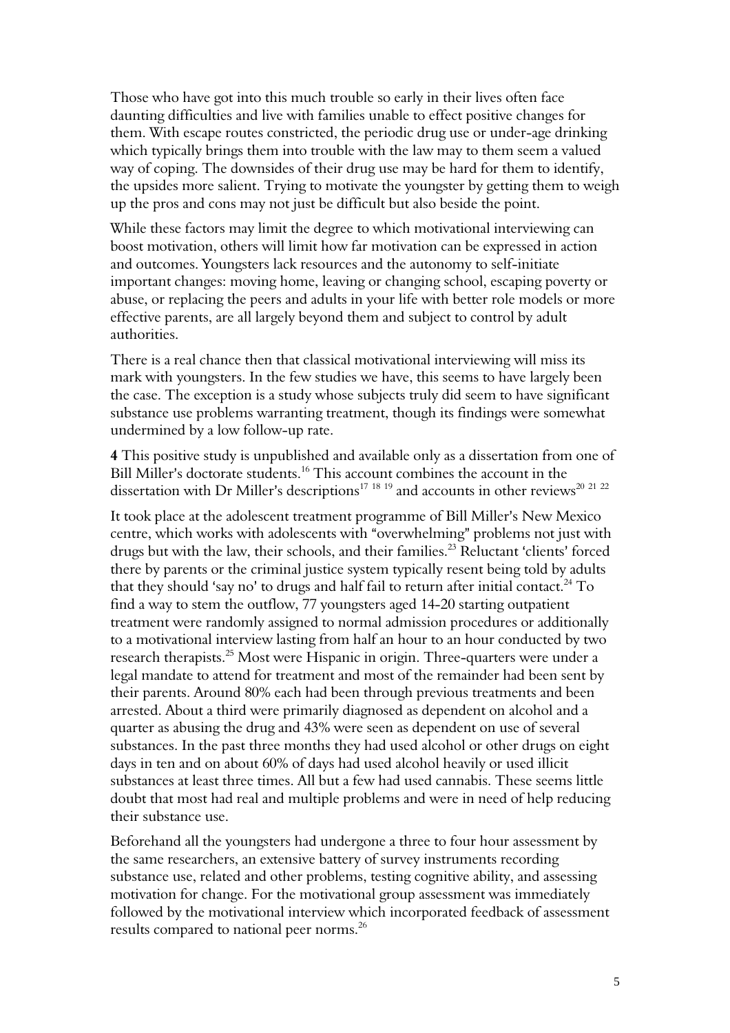Those who have got into this much trouble so early in their lives often face daunting difficulties and live with families unable to effect positive changes for them. With escape routes constricted, the periodic drug use or under-age drinking which typically brings them into trouble with the law may to them seem a valued way of coping. The downsides of their drug use may be hard for them to identify, the upsides more salient. Trying to motivate the youngster by getting them to weigh up the pros and cons may not just be difficult but also beside the point.

While these factors may limit the degree to which motivational interviewing can boost motivation, others will limit how far motivation can be expressed in action and outcomes. Youngsters lack resources and the autonomy to self-initiate important changes: moving home, leaving or changing school, escaping poverty or abuse, or replacing the peers and adults in your life with better role models or more effective parents, are all largely beyond them and subject to control by adult authorities.

There is a real chance then that classical motivational interviewing will miss its mark with youngsters. In the few studies we have, this seems to have largely been the case. The exception is a study whose subjects truly did seem to have significant substance use problems warranting treatment, though its findings were somewhat undermined by a low follow-up rate.

**4** This positive study is unpublished and available only as a dissertation from one of Bill Miller's doctorate students.[16] This account combines the account in the dissertation with Dr Miller's descriptions[17 18 19] and accounts in other reviews[20 21 22]

It took place at the adolescent treatment programme of Bill Miller's New Mexico centre, which works with adolescents with "overwhelming" problems not just with drugs but with the law, their schools, and their families.[23] Reluctant 'clients' forced there by parents or the criminal justice system typically resent being told by adults that they should 'say no' to drugs and half fail to return after initial contact.[24] To find a way to stem the outflow, 77 youngsters aged 14-20 starting outpatient treatment were randomly assigned to normal admission procedures or additionally to a motivational interview lasting from half an hour to an hour conducted by two research therapists.[25] Most were Hispanic in origin. Three-quarters were under a legal mandate to attend for treatment and most of the remainder had been sent by their parents. Around 80% each had been through previous treatments and been arrested. About a third were primarily diagnosed as dependent on alcohol and a quarter as abusing the drug and 43% were seen as dependent on use of several substances. In the past three months they had used alcohol or other drugs on eight days in ten and on about 60% of days had used alcohol heavily or used illicit substances at least three times. All but a few had used cannabis. These seems little doubt that most had real and multiple problems and were in need of help reducing their substance use.

Beforehand all the youngsters had undergone a three to four hour assessment by the same researchers, an extensive battery of survey instruments recording substance use, related and other problems, testing cognitive ability, and assessing motivation for change. For the motivational group assessment was immediately followed by the motivational interview which incorporated feedback of assessment results compared to national peer norms.[26]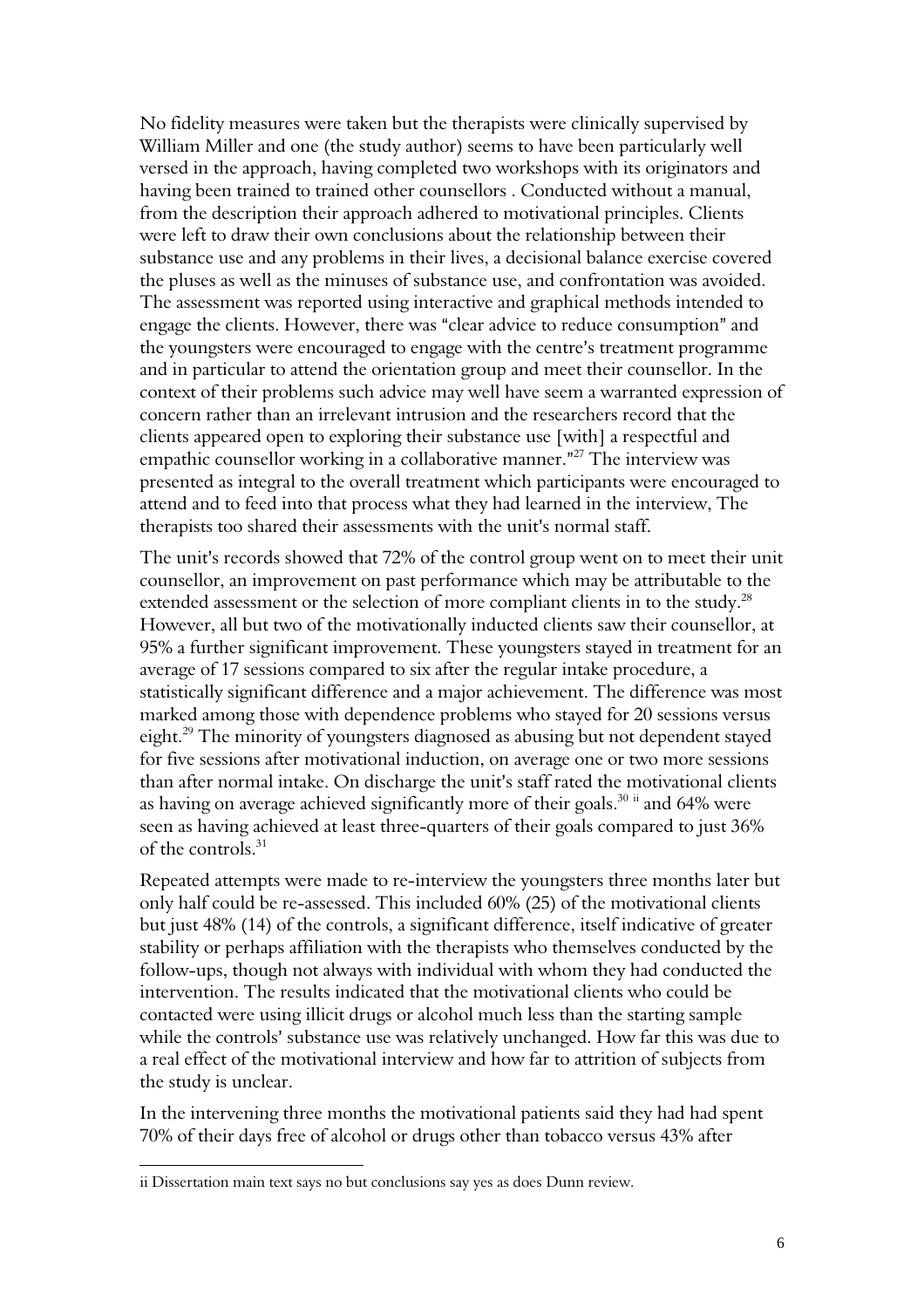No fidelity measures were taken but the therapists were clinically supervised by William Miller and one (the study author) seems to have been particularly well versed in the approach, having completed two workshops with its originators and having been trained to trained other counsellors . Conducted without a manual, from the description their approach adhered to motivational principles. Clients were left to draw their own conclusions about the relationship between their substance use and any problems in their lives, a decisional balance exercise covered the pluses as well as the minuses of substance use, and confrontation was avoided. The assessment was reported using interactive and graphical methods intended to engage the clients. However, there was "clear advice to reduce consumption" and the youngsters were encouraged to engage with the centre's treatment programme and in particular to attend the orientation group and meet their counsellor. In the context of their problems such advice may well have seem a warranted expression of concern rather than an irrelevant intrusion and the researchers record that the clients appeared open to exploring their substance use [with] a respectful and empathic counsellor working in a collaborative manner."[27] The interview was presented as integral to the overall treatment which participants were encouraged to attend and to feed into that process what they had learned in the interview, The therapists too shared their assessments with the unit's normal staff.

The unit's records showed that 72% of the control group went on to meet their unit counsellor, an improvement on past performance which may be attributable to the extended assessment or the selection of more compliant clients in to the study.[28] However, all but two of the motivationally inducted clients saw their counsellor, at 95% a further significant improvement. These youngsters stayed in treatment for an average of 17 sessions compared to six after the regular intake procedure, a statistically significant difference and a major achievement. The difference was most marked among those with dependence problems who stayed for 20 sessions versus eight.[29] The minority of youngsters diagnosed as abusing but not dependent stayed for five sessions after motivational induction, on average one or two more sessions than after normal intake. On discharge the unit's staff rated the motivational clients as having on average achieved significantly more of their goals.[30] [ii] and 64% were seen as having achieved at least three-quarters of their goals compared to just 36% of the controls.[31]

Repeated attempts were made to re-interview the youngsters three months later but only half could be re-assessed. This included 60% (25) of the motivational clients but just 48% (14) of the controls, a significant difference, itself indicative of greater stability or perhaps affiliation with the therapists who themselves conducted by the follow-ups, though not always with individual with whom they had conducted the intervention. The results indicated that the motivational clients who could be contacted were using illicit drugs or alcohol much less than the starting sample while the controls' substance use was relatively unchanged. How far this was due to a real effect of the motivational interview and how far to attrition of subjects from the study is unclear.

In the intervening three months the motivational patients said they had had spent 70% of their days free of alcohol or drugs other than tobacco versus 43% after

---

ii Dissertation main text says no but conclusions say yes as does Dunn review.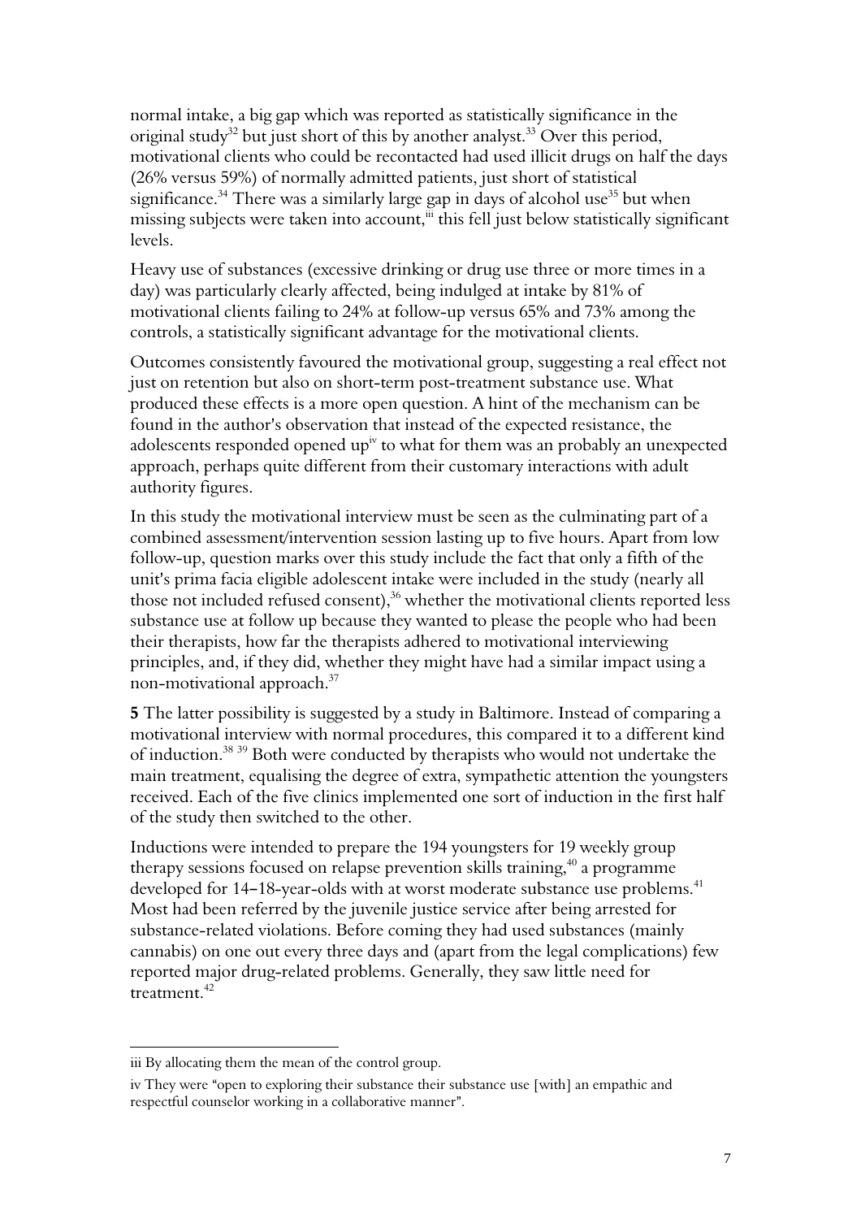normal intake, a big gap which was reported as statistically significance in the original study[32] but just short of this by another analyst.[33] Over this period, motivational clients who could be recontacted had used illicit drugs on half the days (26% versus 59%) of normally admitted patients, just short of statistical significance.[34] There was a similarly large gap in days of alcohol use[35] but when missing subjects were taken into account,[iii] this fell just below statistically significant levels.

Heavy use of substances (excessive drinking or drug use three or more times in a day) was particularly clearly affected, being indulged at intake by 81% of motivational clients failing to 24% at follow-up versus 65% and 73% among the controls, a statistically significant advantage for the motivational clients.

Outcomes consistently favoured the motivational group, suggesting a real effect not just on retention but also on short-term post-treatment substance use. What produced these effects is a more open question. A hint of the mechanism can be found in the author's observation that instead of the expected resistance, the adolescents responded opened up[iv] to what for them was an probably an unexpected approach, perhaps quite different from their customary interactions with adult authority figures.

In this study the motivational interview must be seen as the culminating part of a combined assessment/intervention session lasting up to five hours. Apart from low follow-up, question marks over this study include the fact that only a fifth of the unit's prima facia eligible adolescent intake were included in the study (nearly all those not included refused consent),[36] whether the motivational clients reported less substance use at follow up because they wanted to please the people who had been their therapists, how far the therapists adhered to motivational interviewing principles, and, if they did, whether they might have had a similar impact using a non-motivational approach.[37]

**5** The latter possibility is suggested by a study in Baltimore. Instead of comparing a motivational interview with normal procedures, this compared it to a different kind of induction.[38 39] Both were conducted by therapists who would not undertake the main treatment, equalising the degree of extra, sympathetic attention the youngsters received. Each of the five clinics implemented one sort of induction in the first half of the study then switched to the other.

Inductions were intended to prepare the 194 youngsters for 19 weekly group therapy sessions focused on relapse prevention skills training,[40] a programme developed for 14–18-year-olds with at worst moderate substance use problems.[41] Most had been referred by the juvenile justice service after being arrested for substance-related violations. Before coming they had used substances (mainly cannabis) on one out every three days and (apart from the legal complications) few reported major drug-related problems. Generally, they saw little need for treatment.[42]

---

iii By allocating them the mean of the control group.

iv They were "open to exploring their substance their substance use [with] an empathic and respectful counselor working in a collaborative manner".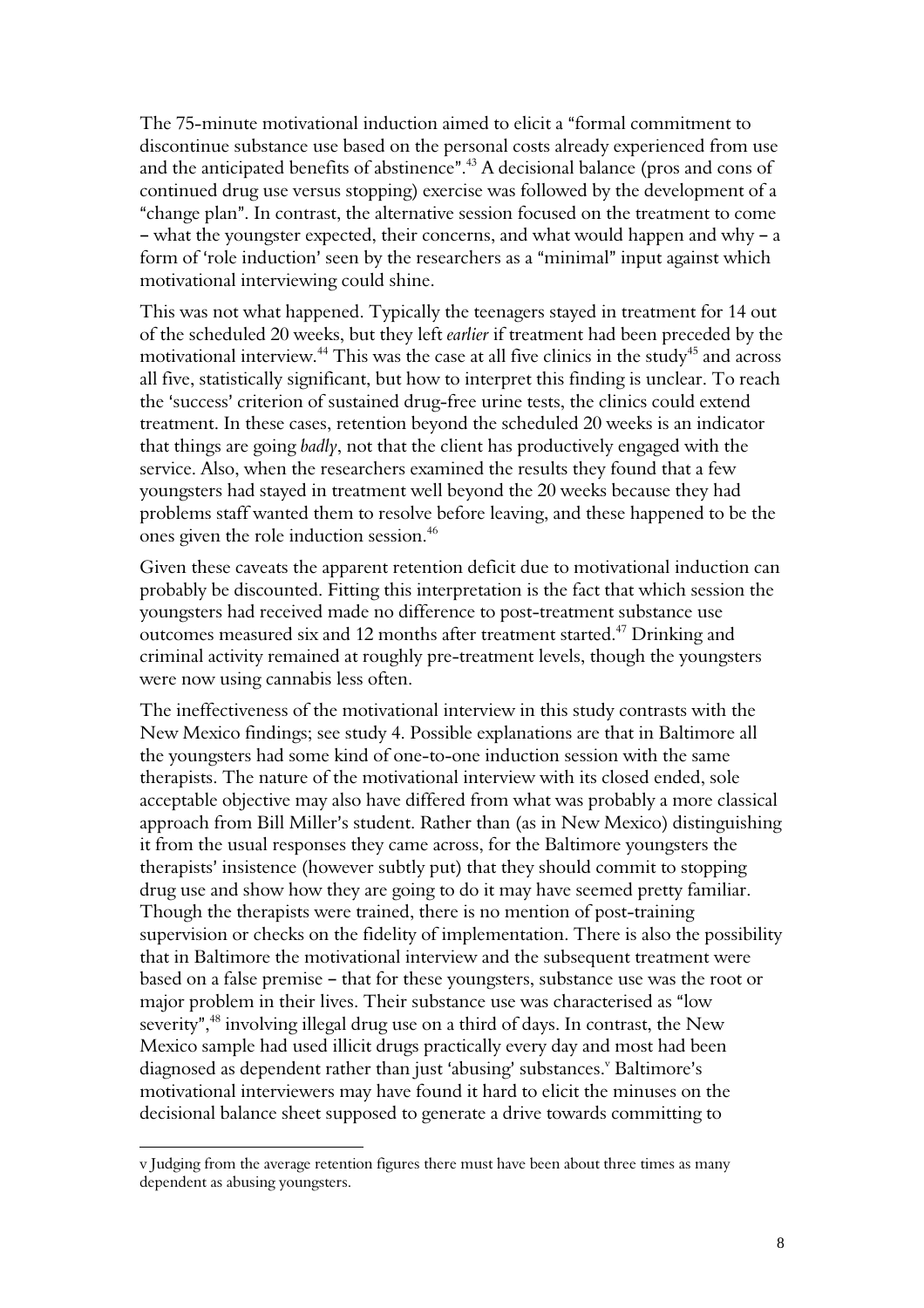The 75-minute motivational induction aimed to elicit a "formal commitment to discontinue substance use based on the personal costs already experienced from use and the anticipated benefits of abstinence".[43] A decisional balance (pros and cons of continued drug use versus stopping) exercise was followed by the development of a "change plan". In contrast, the alternative session focused on the treatment to come – what the youngster expected, their concerns, and what would happen and why – a form of 'role induction' seen by the researchers as a "minimal" input against which motivational interviewing could shine.

This was not what happened. Typically the teenagers stayed in treatment for 14 out of the scheduled 20 weeks, but they left *earlier* if treatment had been preceded by the motivational interview.[44] This was the case at all five clinics in the study[45] and across all five, statistically significant, but how to interpret this finding is unclear. To reach the 'success' criterion of sustained drug-free urine tests, the clinics could extend treatment. In these cases, retention beyond the scheduled 20 weeks is an indicator that things are going *badly*, not that the client has productively engaged with the service. Also, when the researchers examined the results they found that a few youngsters had stayed in treatment well beyond the 20 weeks because they had problems staff wanted them to resolve before leaving, and these happened to be the ones given the role induction session.[46]

Given these caveats the apparent retention deficit due to motivational induction can probably be discounted. Fitting this interpretation is the fact that which session the youngsters had received made no difference to post-treatment substance use outcomes measured six and 12 months after treatment started.[47] Drinking and criminal activity remained at roughly pre-treatment levels, though the youngsters were now using cannabis less often.

The ineffectiveness of the motivational interview in this study contrasts with the New Mexico findings; see study 4. Possible explanations are that in Baltimore all the youngsters had some kind of one-to-one induction session with the same therapists. The nature of the motivational interview with its closed ended, sole acceptable objective may also have differed from what was probably a more classical approach from Bill Miller's student. Rather than (as in New Mexico) distinguishing it from the usual responses they came across, for the Baltimore youngsters the therapists' insistence (however subtly put) that they should commit to stopping drug use and show how they are going to do it may have seemed pretty familiar. Though the therapists were trained, there is no mention of post-training supervision or checks on the fidelity of implementation. There is also the possibility that in Baltimore the motivational interview and the subsequent treatment were based on a false premise – that for these youngsters, substance use was the root or major problem in their lives. Their substance use was characterised as "low severity",[48] involving illegal drug use on a third of days. In contrast, the New Mexico sample had used illicit drugs practically every day and most had been diagnosed as dependent rather than just 'abusing' substances.[v] Baltimore's motivational interviewers may have found it hard to elicit the minuses on the decisional balance sheet supposed to generate a drive towards committing to

---

v Judging from the average retention figures there must have been about three times as many dependent as abusing youngsters.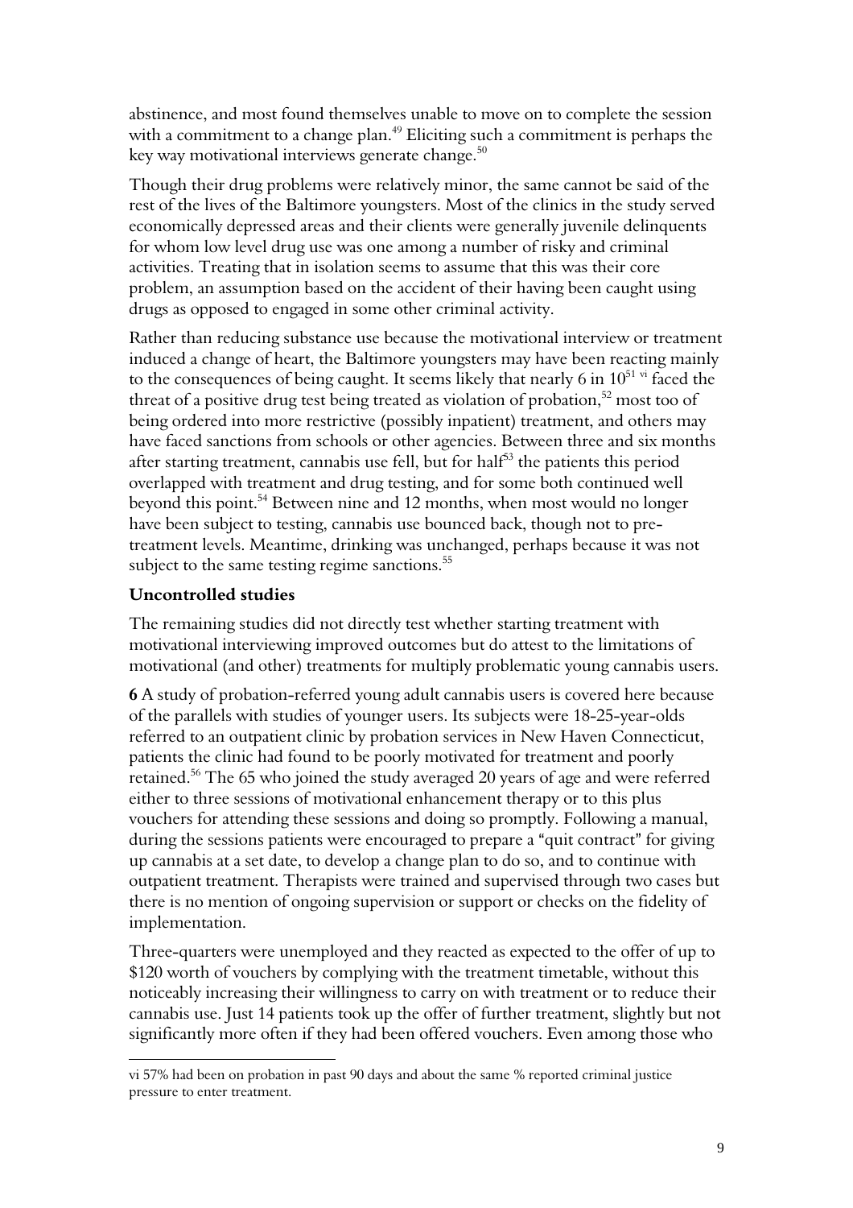abstinence, and most found themselves unable to move on to complete the session with a commitment to a change plan.[49] Eliciting such a commitment is perhaps the key way motivational interviews generate change.[50]

Though their drug problems were relatively minor, the same cannot be said of the rest of the lives of the Baltimore youngsters. Most of the clinics in the study served economically depressed areas and their clients were generally juvenile delinquents for whom low level drug use was one among a number of risky and criminal activities. Treating that in isolation seems to assume that this was their core problem, an assumption based on the accident of their having been caught using drugs as opposed to engaged in some other criminal activity.

Rather than reducing substance use because the motivational interview or treatment induced a change of heart, the Baltimore youngsters may have been reacting mainly to the consequences of being caught. It seems likely that nearly 6 in 10[51] [vi] faced the threat of a positive drug test being treated as violation of probation,[52] most too of being ordered into more restrictive (possibly inpatient) treatment, and others may have faced sanctions from schools or other agencies. Between three and six months after starting treatment, cannabis use fell, but for half[53] the patients this period overlapped with treatment and drug testing, and for some both continued well beyond this point.[54] Between nine and 12 months, when most would no longer have been subject to testing, cannabis use bounced back, though not to pre-treatment levels. Meantime, drinking was unchanged, perhaps because it was not subject to the same testing regime sanctions.[55]

### Uncontrolled studies

The remaining studies did not directly test whether starting treatment with motivational interviewing improved outcomes but do attest to the limitations of motivational (and other) treatments for multiply problematic young cannabis users.

**6** A study of probation-referred young adult cannabis users is covered here because of the parallels with studies of younger users. Its subjects were 18-25-year-olds referred to an outpatient clinic by probation services in New Haven Connecticut, patients the clinic had found to be poorly motivated for treatment and poorly retained.[56] The 65 who joined the study averaged 20 years of age and were referred either to three sessions of motivational enhancement therapy or to this plus vouchers for attending these sessions and doing so promptly. Following a manual, during the sessions patients were encouraged to prepare a "quit contract" for giving up cannabis at a set date, to develop a change plan to do so, and to continue with outpatient treatment. Therapists were trained and supervised through two cases but there is no mention of ongoing supervision or support or checks on the fidelity of implementation.

Three-quarters were unemployed and they reacted as expected to the offer of up to $120 worth of vouchers by complying with the treatment timetable, without this noticeably increasing their willingness to carry on with treatment or to reduce their cannabis use. Just 14 patients took up the offer of further treatment, slightly but not significantly more often if they had been offered vouchers. Even among those who

---

vi 57% had been on probation in past 90 days and about the same % reported criminal justice pressure to enter treatment.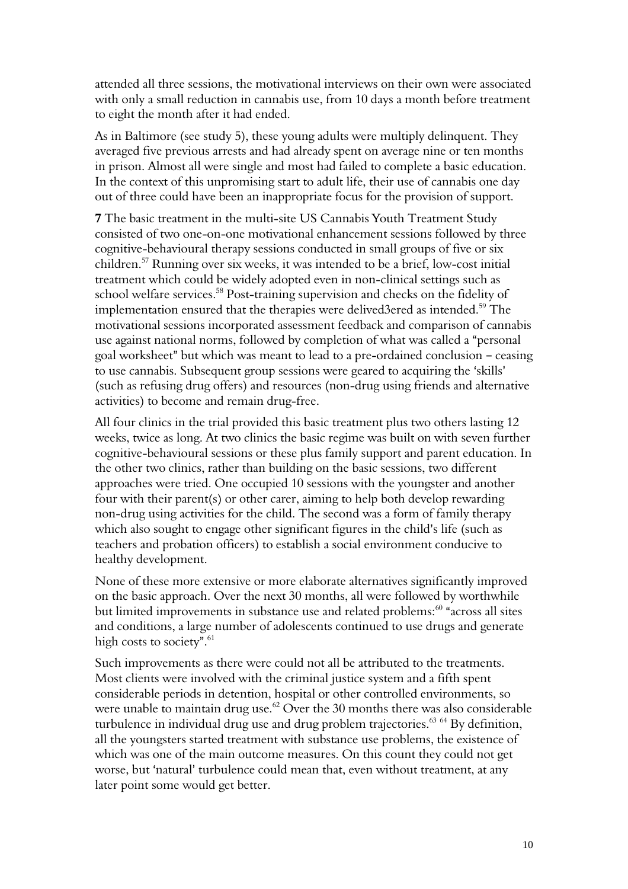attended all three sessions, the motivational interviews on their own were associated with only a small reduction in cannabis use, from 10 days a month before treatment to eight the month after it had ended.

As in Baltimore (see study 5), these young adults were multiply delinquent. They averaged five previous arrests and had already spent on average nine or ten months in prison. Almost all were single and most had failed to complete a basic education. In the context of this unpromising start to adult life, their use of cannabis one day out of three could have been an inappropriate focus for the provision of support.

**7** The basic treatment in the multi-site US Cannabis Youth Treatment Study consisted of two one-on-one motivational enhancement sessions followed by three cognitive-behavioural therapy sessions conducted in small groups of five or six children.[57] Running over six weeks, it was intended to be a brief, low-cost initial treatment which could be widely adopted even in non-clinical settings such as school welfare services.[58] Post-training supervision and checks on the fidelity of implementation ensured that the therapies were delived3ered as intended.[59] The motivational sessions incorporated assessment feedback and comparison of cannabis use against national norms, followed by completion of what was called a "personal goal worksheet" but which was meant to lead to a pre-ordained conclusion – ceasing to use cannabis. Subsequent group sessions were geared to acquiring the 'skills' (such as refusing drug offers) and resources (non-drug using friends and alternative activities) to become and remain drug-free.

All four clinics in the trial provided this basic treatment plus two others lasting 12 weeks, twice as long. At two clinics the basic regime was built on with seven further cognitive-behavioural sessions or these plus family support and parent education. In the other two clinics, rather than building on the basic sessions, two different approaches were tried. One occupied 10 sessions with the youngster and another four with their parent(s) or other carer, aiming to help both develop rewarding non-drug using activities for the child. The second was a form of family therapy which also sought to engage other significant figures in the child's life (such as teachers and probation officers) to establish a social environment conducive to healthy development.

None of these more extensive or more elaborate alternatives significantly improved on the basic approach. Over the next 30 months, all were followed by worthwhile but limited improvements in substance use and related problems:[60] "across all sites and conditions, a large number of adolescents continued to use drugs and generate high costs to society".[61]

Such improvements as there were could not all be attributed to the treatments. Most clients were involved with the criminal justice system and a fifth spent considerable periods in detention, hospital or other controlled environments, so were unable to maintain drug use.[62] Over the 30 months there was also considerable turbulence in individual drug use and drug problem trajectories.[63] [64] By definition, all the youngsters started treatment with substance use problems, the existence of which was one of the main outcome measures. On this count they could not get worse, but 'natural' turbulence could mean that, even without treatment, at any later point some would get better.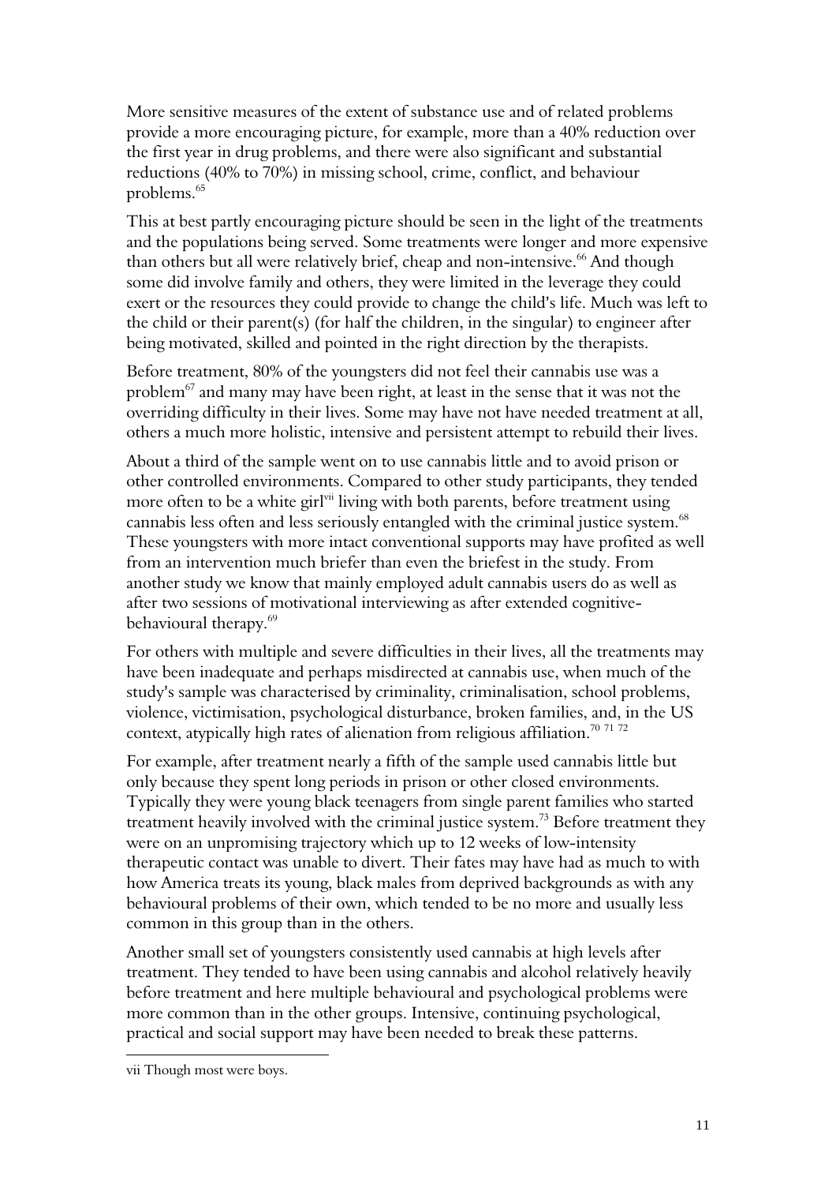More sensitive measures of the extent of substance use and of related problems provide a more encouraging picture, for example, more than a 40% reduction over the first year in drug problems, and there were also significant and substantial reductions (40% to 70%) in missing school, crime, conflict, and behaviour problems.[65]

This at best partly encouraging picture should be seen in the light of the treatments and the populations being served. Some treatments were longer and more expensive than others but all were relatively brief, cheap and non-intensive.[66] And though some did involve family and others, they were limited in the leverage they could exert or the resources they could provide to change the child's life. Much was left to the child or their parent(s) (for half the children, in the singular) to engineer after being motivated, skilled and pointed in the right direction by the therapists.

Before treatment, 80% of the youngsters did not feel their cannabis use was a problem[67] and many may have been right, at least in the sense that it was not the overriding difficulty in their lives. Some may have not have needed treatment at all, others a much more holistic, intensive and persistent attempt to rebuild their lives.

About a third of the sample went on to use cannabis little and to avoid prison or other controlled environments. Compared to other study participants, they tended more often to be a white girl[vii] living with both parents, before treatment using cannabis less often and less seriously entangled with the criminal justice system.[68] These youngsters with more intact conventional supports may have profited as well from an intervention much briefer than even the briefest in the study. From another study we know that mainly employed adult cannabis users do as well as after two sessions of motivational interviewing as after extended cognitive-behavioural therapy.[69]

For others with multiple and severe difficulties in their lives, all the treatments may have been inadequate and perhaps misdirected at cannabis use, when much of the study's sample was characterised by criminality, criminalisation, school problems, violence, victimisation, psychological disturbance, broken families, and, in the US context, atypically high rates of alienation from religious affiliation.[70 71 72]

For example, after treatment nearly a fifth of the sample used cannabis little but only because they spent long periods in prison or other closed environments. Typically they were young black teenagers from single parent families who started treatment heavily involved with the criminal justice system.[73] Before treatment they were on an unpromising trajectory which up to 12 weeks of low-intensity therapeutic contact was unable to divert. Their fates may have had as much to with how America treats its young, black males from deprived backgrounds as with any behavioural problems of their own, which tended to be no more and usually less common in this group than in the others.

Another small set of youngsters consistently used cannabis at high levels after treatment. They tended to have been using cannabis and alcohol relatively heavily before treatment and here multiple behavioural and psychological problems were more common than in the other groups. Intensive, continuing psychological, practical and social support may have been needed to break these patterns.

---

vii Though most were boys.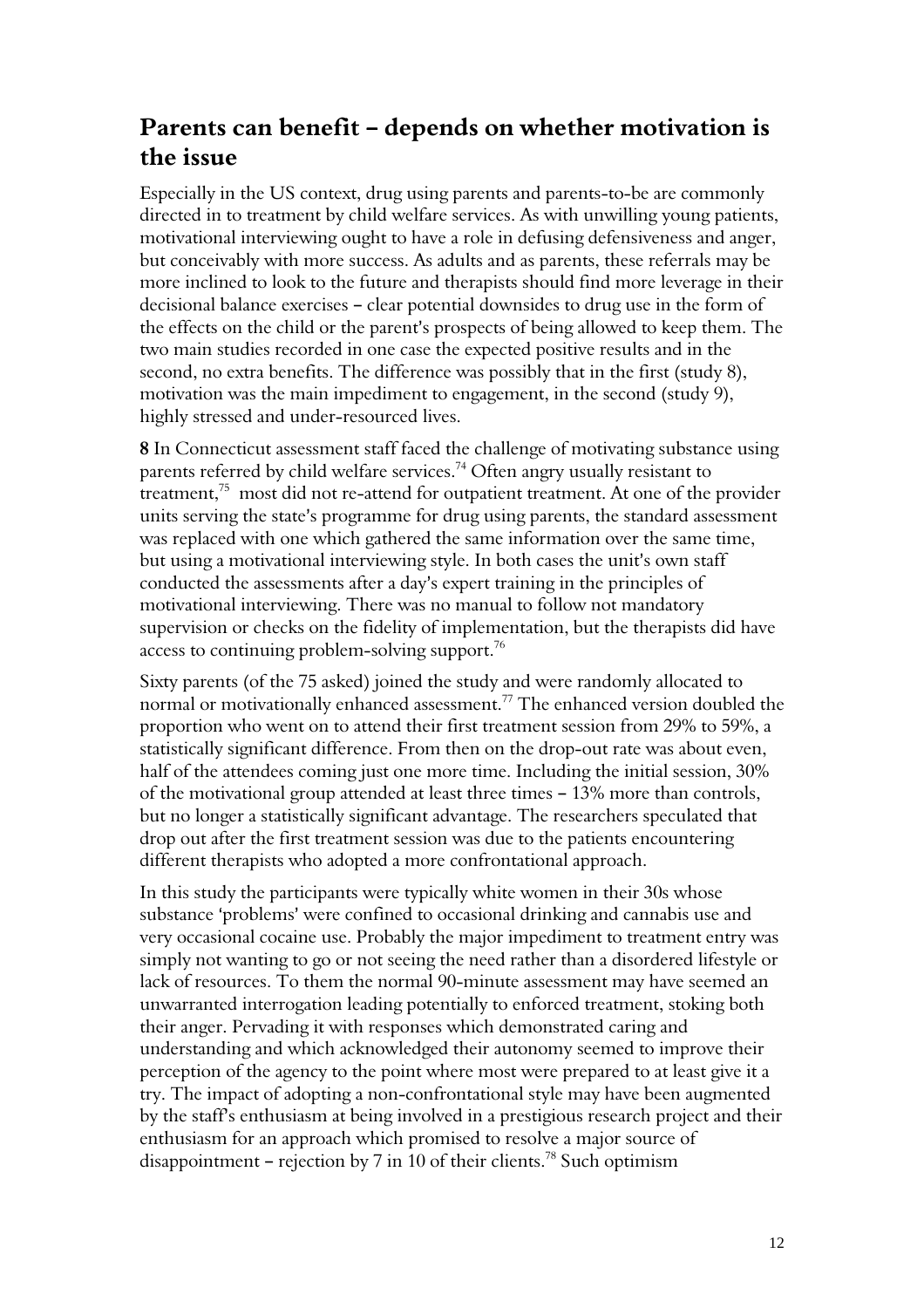## Parents can benefit – depends on whether motivation is the issue

Especially in the US context, drug using parents and parents-to-be are commonly directed in to treatment by child welfare services. As with unwilling young patients, motivational interviewing ought to have a role in defusing defensiveness and anger, but conceivably with more success. As adults and as parents, these referrals may be more inclined to look to the future and therapists should find more leverage in their decisional balance exercises – clear potential downsides to drug use in the form of the effects on the child or the parent's prospects of being allowed to keep them. The two main studies recorded in one case the expected positive results and in the second, no extra benefits. The difference was possibly that in the first (study 8), motivation was the main impediment to engagement, in the second (study 9), highly stressed and under-resourced lives.

**8** In Connecticut assessment staff faced the challenge of motivating substance using parents referred by child welfare services.[74] Often angry usually resistant to treatment,[75] most did not re-attend for outpatient treatment. At one of the provider units serving the state's programme for drug using parents, the standard assessment was replaced with one which gathered the same information over the same time, but using a motivational interviewing style. In both cases the unit's own staff conducted the assessments after a day's expert training in the principles of motivational interviewing. There was no manual to follow not mandatory supervision or checks on the fidelity of implementation, but the therapists did have access to continuing problem-solving support.[76]

Sixty parents (of the 75 asked) joined the study and were randomly allocated to normal or motivationally enhanced assessment.[77] The enhanced version doubled the proportion who went on to attend their first treatment session from 29% to 59%, a statistically significant difference. From then on the drop-out rate was about even, half of the attendees coming just one more time. Including the initial session, 30% of the motivational group attended at least three times – 13% more than controls, but no longer a statistically significant advantage. The researchers speculated that drop out after the first treatment session was due to the patients encountering different therapists who adopted a more confrontational approach.

In this study the participants were typically white women in their 30s whose substance 'problems' were confined to occasional drinking and cannabis use and very occasional cocaine use. Probably the major impediment to treatment entry was simply not wanting to go or not seeing the need rather than a disordered lifestyle or lack of resources. To them the normal 90-minute assessment may have seemed an unwarranted interrogation leading potentially to enforced treatment, stoking both their anger. Pervading it with responses which demonstrated caring and understanding and which acknowledged their autonomy seemed to improve their perception of the agency to the point where most were prepared to at least give it a try. The impact of adopting a non-confrontational style may have been augmented by the staff's enthusiasm at being involved in a prestigious research project and their enthusiasm for an approach which promised to resolve a major source of disappointment – rejection by 7 in 10 of their clients.[78] Such optimism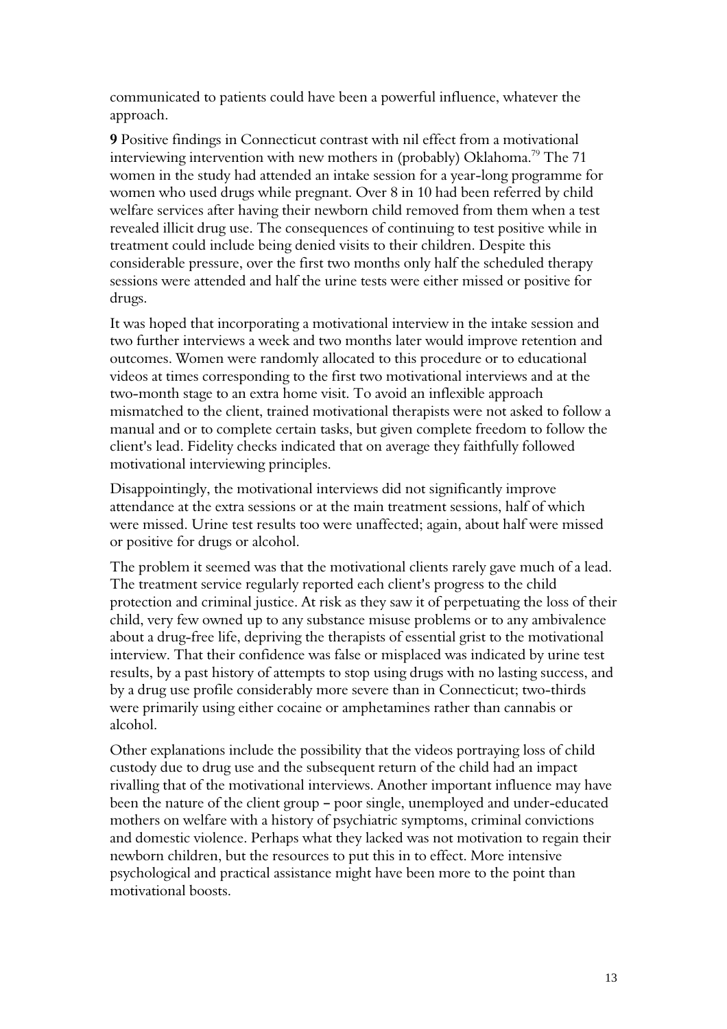communicated to patients could have been a powerful influence, whatever the approach.

**9** Positive findings in Connecticut contrast with nil effect from a motivational interviewing intervention with new mothers in (probably) Oklahoma.[79] The 71 women in the study had attended an intake session for a year-long programme for women who used drugs while pregnant. Over 8 in 10 had been referred by child welfare services after having their newborn child removed from them when a test revealed illicit drug use. The consequences of continuing to test positive while in treatment could include being denied visits to their children. Despite this considerable pressure, over the first two months only half the scheduled therapy sessions were attended and half the urine tests were either missed or positive for drugs.

It was hoped that incorporating a motivational interview in the intake session and two further interviews a week and two months later would improve retention and outcomes. Women were randomly allocated to this procedure or to educational videos at times corresponding to the first two motivational interviews and at the two-month stage to an extra home visit. To avoid an inflexible approach mismatched to the client, trained motivational therapists were not asked to follow a manual and or to complete certain tasks, but given complete freedom to follow the client's lead. Fidelity checks indicated that on average they faithfully followed motivational interviewing principles.

Disappointingly, the motivational interviews did not significantly improve attendance at the extra sessions or at the main treatment sessions, half of which were missed. Urine test results too were unaffected; again, about half were missed or positive for drugs or alcohol.

The problem it seemed was that the motivational clients rarely gave much of a lead. The treatment service regularly reported each client's progress to the child protection and criminal justice. At risk as they saw it of perpetuating the loss of their child, very few owned up to any substance misuse problems or to any ambivalence about a drug-free life, depriving the therapists of essential grist to the motivational interview. That their confidence was false or misplaced was indicated by urine test results, by a past history of attempts to stop using drugs with no lasting success, and by a drug use profile considerably more severe than in Connecticut; two-thirds were primarily using either cocaine or amphetamines rather than cannabis or alcohol.

Other explanations include the possibility that the videos portraying loss of child custody due to drug use and the subsequent return of the child had an impact rivalling that of the motivational interviews. Another important influence may have been the nature of the client group – poor single, unemployed and under-educated mothers on welfare with a history of psychiatric symptoms, criminal convictions and domestic violence. Perhaps what they lacked was not motivation to regain their newborn children, but the resources to put this in to effect. More intensive psychological and practical assistance might have been more to the point than motivational boosts.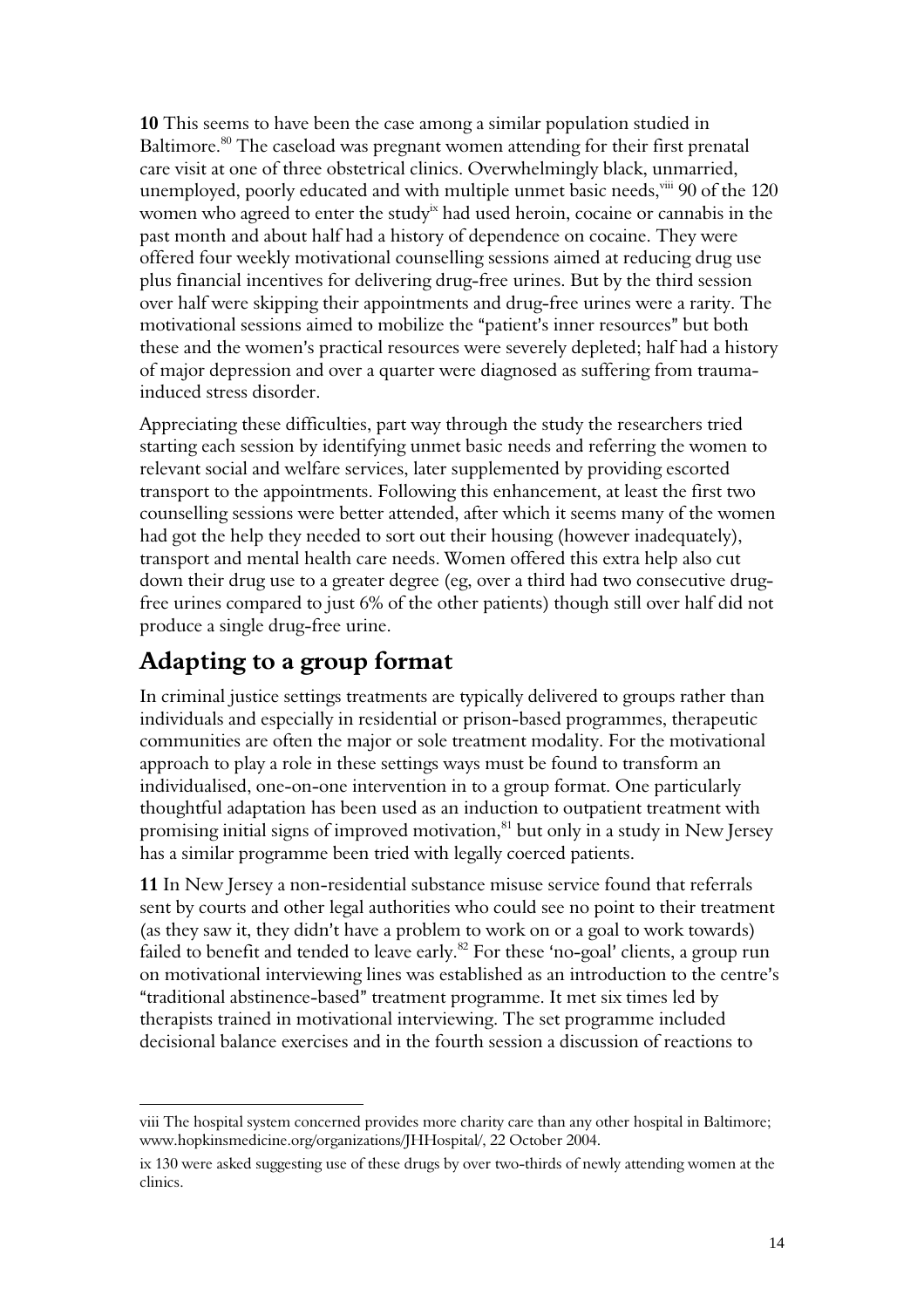**10** This seems to have been the case among a similar population studied in Baltimore.[80] The caseload was pregnant women attending for their first prenatal care visit at one of three obstetrical clinics. Overwhelmingly black, unmarried, unemployed, poorly educated and with multiple unmet basic needs,[viii] 90 of the 120 women who agreed to enter the study[ix] had used heroin, cocaine or cannabis in the past month and about half had a history of dependence on cocaine. They were offered four weekly motivational counselling sessions aimed at reducing drug use plus financial incentives for delivering drug-free urines. But by the third session over half were skipping their appointments and drug-free urines were a rarity. The motivational sessions aimed to mobilize the "patient's inner resources" but both these and the women's practical resources were severely depleted; half had a history of major depression and over a quarter were diagnosed as suffering from trauma-induced stress disorder.

Appreciating these difficulties, part way through the study the researchers tried starting each session by identifying unmet basic needs and referring the women to relevant social and welfare services, later supplemented by providing escorted transport to the appointments. Following this enhancement, at least the first two counselling sessions were better attended, after which it seems many of the women had got the help they needed to sort out their housing (however inadequately), transport and mental health care needs. Women offered this extra help also cut down their drug use to a greater degree (eg, over a third had two consecutive drug-free urines compared to just 6% of the other patients) though still over half did not produce a single drug-free urine.

## Adapting to a group format

In criminal justice settings treatments are typically delivered to groups rather than individuals and especially in residential or prison-based programmes, therapeutic communities are often the major or sole treatment modality. For the motivational approach to play a role in these settings ways must be found to transform an individualised, one-on-one intervention in to a group format. One particularly thoughtful adaptation has been used as an induction to outpatient treatment with promising initial signs of improved motivation,[81] but only in a study in New Jersey has a similar programme been tried with legally coerced patients.

**11** In New Jersey a non-residential substance misuse service found that referrals sent by courts and other legal authorities who could see no point to their treatment (as they saw it, they didn't have a problem to work on or a goal to work towards) failed to benefit and tended to leave early.[82] For these 'no-goal' clients, a group run on motivational interviewing lines was established as an introduction to the centre's "traditional abstinence-based" treatment programme. It met six times led by therapists trained in motivational interviewing. The set programme included decisional balance exercises and in the fourth session a discussion of reactions to

---

viii The hospital system concerned provides more charity care than any other hospital in Baltimore; www.hopkinsmedicine.org/organizations/JHHospital/, 22 October 2004.

ix 130 were asked suggesting use of these drugs by over two-thirds of newly attending women at the clinics.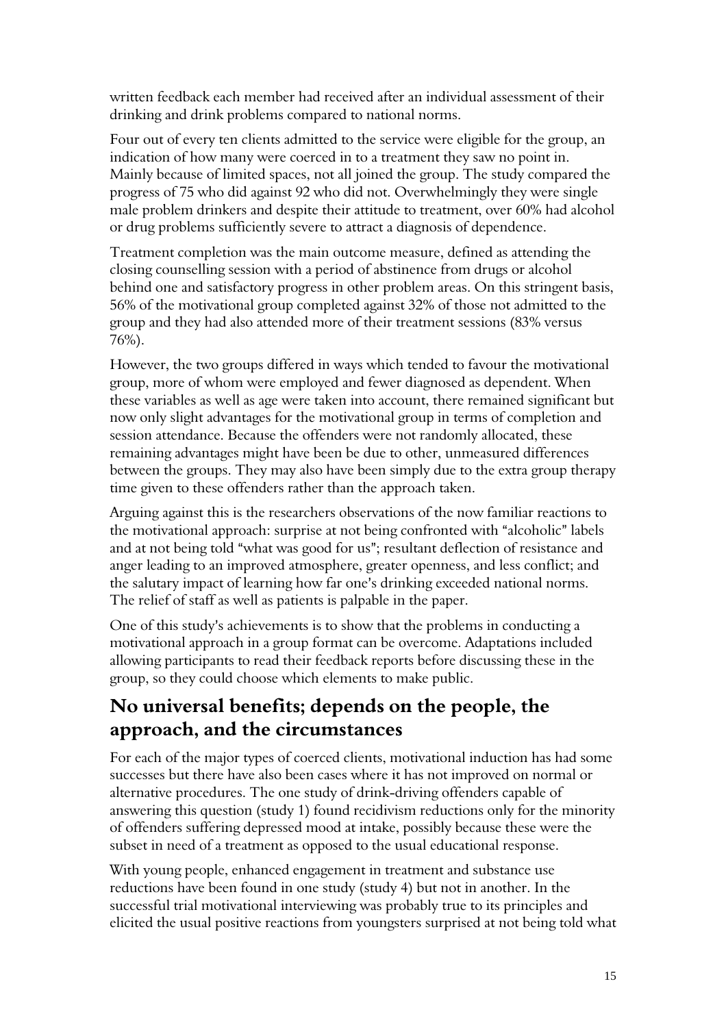written feedback each member had received after an individual assessment of their drinking and drink problems compared to national norms.

Four out of every ten clients admitted to the service were eligible for the group, an indication of how many were coerced in to a treatment they saw no point in. Mainly because of limited spaces, not all joined the group. The study compared the progress of 75 who did against 92 who did not. Overwhelmingly they were single male problem drinkers and despite their attitude to treatment, over 60% had alcohol or drug problems sufficiently severe to attract a diagnosis of dependence.

Treatment completion was the main outcome measure, defined as attending the closing counselling session with a period of abstinence from drugs or alcohol behind one and satisfactory progress in other problem areas. On this stringent basis, 56% of the motivational group completed against 32% of those not admitted to the group and they had also attended more of their treatment sessions (83% versus 76%).

However, the two groups differed in ways which tended to favour the motivational group, more of whom were employed and fewer diagnosed as dependent. When these variables as well as age were taken into account, there remained significant but now only slight advantages for the motivational group in terms of completion and session attendance. Because the offenders were not randomly allocated, these remaining advantages might have been be due to other, unmeasured differences between the groups. They may also have been simply due to the extra group therapy time given to these offenders rather than the approach taken.

Arguing against this is the researchers observations of the now familiar reactions to the motivational approach: surprise at not being confronted with "alcoholic" labels and at not being told "what was good for us"; resultant deflection of resistance and anger leading to an improved atmosphere, greater openness, and less conflict; and the salutary impact of learning how far one's drinking exceeded national norms. The relief of staff as well as patients is palpable in the paper.

One of this study's achievements is to show that the problems in conducting a motivational approach in a group format can be overcome. Adaptations included allowing participants to read their feedback reports before discussing these in the group, so they could choose which elements to make public.

## No universal benefits; depends on the people, the approach, and the circumstances

For each of the major types of coerced clients, motivational induction has had some successes but there have also been cases where it has not improved on normal or alternative procedures. The one study of drink-driving offenders capable of answering this question (study 1) found recidivism reductions only for the minority of offenders suffering depressed mood at intake, possibly because these were the subset in need of a treatment as opposed to the usual educational response.

With young people, enhanced engagement in treatment and substance use reductions have been found in one study (study 4) but not in another. In the successful trial motivational interviewing was probably true to its principles and elicited the usual positive reactions from youngsters surprised at not being told what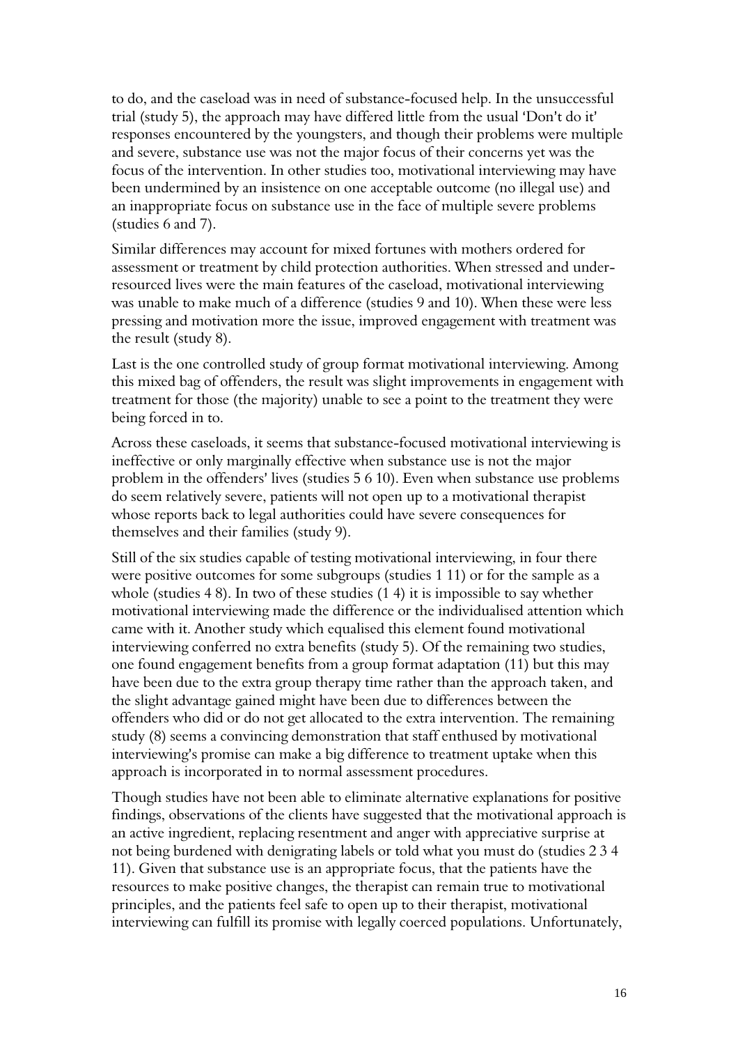to do, and the caseload was in need of substance-focused help. In the unsuccessful trial (study 5), the approach may have differed little from the usual 'Don't do it' responses encountered by the youngsters, and though their problems were multiple and severe, substance use was not the major focus of their concerns yet was the focus of the intervention. In other studies too, motivational interviewing may have been undermined by an insistence on one acceptable outcome (no illegal use) and an inappropriate focus on substance use in the face of multiple severe problems (studies 6 and 7).

Similar differences may account for mixed fortunes with mothers ordered for assessment or treatment by child protection authorities. When stressed and under-resourced lives were the main features of the caseload, motivational interviewing was unable to make much of a difference (studies 9 and 10). When these were less pressing and motivation more the issue, improved engagement with treatment was the result (study 8).

Last is the one controlled study of group format motivational interviewing. Among this mixed bag of offenders, the result was slight improvements in engagement with treatment for those (the majority) unable to see a point to the treatment they were being forced in to.

Across these caseloads, it seems that substance-focused motivational interviewing is ineffective or only marginally effective when substance use is not the major problem in the offenders' lives (studies 5 6 10). Even when substance use problems do seem relatively severe, patients will not open up to a motivational therapist whose reports back to legal authorities could have severe consequences for themselves and their families (study 9).

Still of the six studies capable of testing motivational interviewing, in four there were positive outcomes for some subgroups (studies 1 11) or for the sample as a whole (studies 4 8). In two of these studies (1 4) it is impossible to say whether motivational interviewing made the difference or the individualised attention which came with it. Another study which equalised this element found motivational interviewing conferred no extra benefits (study 5). Of the remaining two studies, one found engagement benefits from a group format adaptation (11) but this may have been due to the extra group therapy time rather than the approach taken, and the slight advantage gained might have been due to differences between the offenders who did or do not get allocated to the extra intervention. The remaining study (8) seems a convincing demonstration that staff enthused by motivational interviewing's promise can make a big difference to treatment uptake when this approach is incorporated in to normal assessment procedures.

Though studies have not been able to eliminate alternative explanations for positive findings, observations of the clients have suggested that the motivational approach is an active ingredient, replacing resentment and anger with appreciative surprise at not being burdened with denigrating labels or told what you must do (studies 2 3 4 11). Given that substance use is an appropriate focus, that the patients have the resources to make positive changes, the therapist can remain true to motivational principles, and the patients feel safe to open up to their therapist, motivational interviewing can fulfill its promise with legally coerced populations. Unfortunately,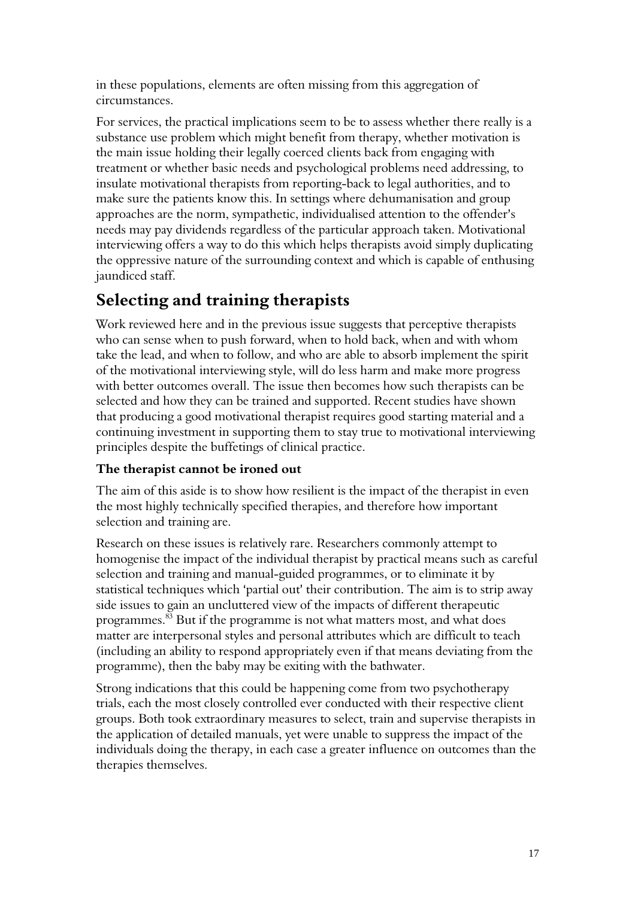in these populations, elements are often missing from this aggregation of circumstances.

For services, the practical implications seem to be to assess whether there really is a substance use problem which might benefit from therapy, whether motivation is the main issue holding their legally coerced clients back from engaging with treatment or whether basic needs and psychological problems need addressing, to insulate motivational therapists from reporting-back to legal authorities, and to make sure the patients know this. In settings where dehumanisation and group approaches are the norm, sympathetic, individualised attention to the offender's needs may pay dividends regardless of the particular approach taken. Motivational interviewing offers a way to do this which helps therapists avoid simply duplicating the oppressive nature of the surrounding context and which is capable of enthusing jaundiced staff.

## Selecting and training therapists

Work reviewed here and in the previous issue suggests that perceptive therapists who can sense when to push forward, when to hold back, when and with whom take the lead, and when to follow, and who are able to absorb implement the spirit of the motivational interviewing style, will do less harm and make more progress with better outcomes overall. The issue then becomes how such therapists can be selected and how they can be trained and supported. Recent studies have shown that producing a good motivational therapist requires good starting material and a continuing investment in supporting them to stay true to motivational interviewing principles despite the buffetings of clinical practice.

### The therapist cannot be ironed out

The aim of this aside is to show how resilient is the impact of the therapist in even the most highly technically specified therapies, and therefore how important selection and training are.

Research on these issues is relatively rare. Researchers commonly attempt to homogenise the impact of the individual therapist by practical means such as careful selection and training and manual-guided programmes, or to eliminate it by statistical techniques which 'partial out' their contribution. The aim is to strip away side issues to gain an uncluttered view of the impacts of different therapeutic programmes.[83] But if the programme is not what matters most, and what does matter are interpersonal styles and personal attributes which are difficult to teach (including an ability to respond appropriately even if that means deviating from the programme), then the baby may be exiting with the bathwater.

Strong indications that this could be happening come from two psychotherapy trials, each the most closely controlled ever conducted with their respective client groups. Both took extraordinary measures to select, train and supervise therapists in the application of detailed manuals, yet were unable to suppress the impact of the individuals doing the therapy, in each case a greater influence on outcomes than the therapies themselves.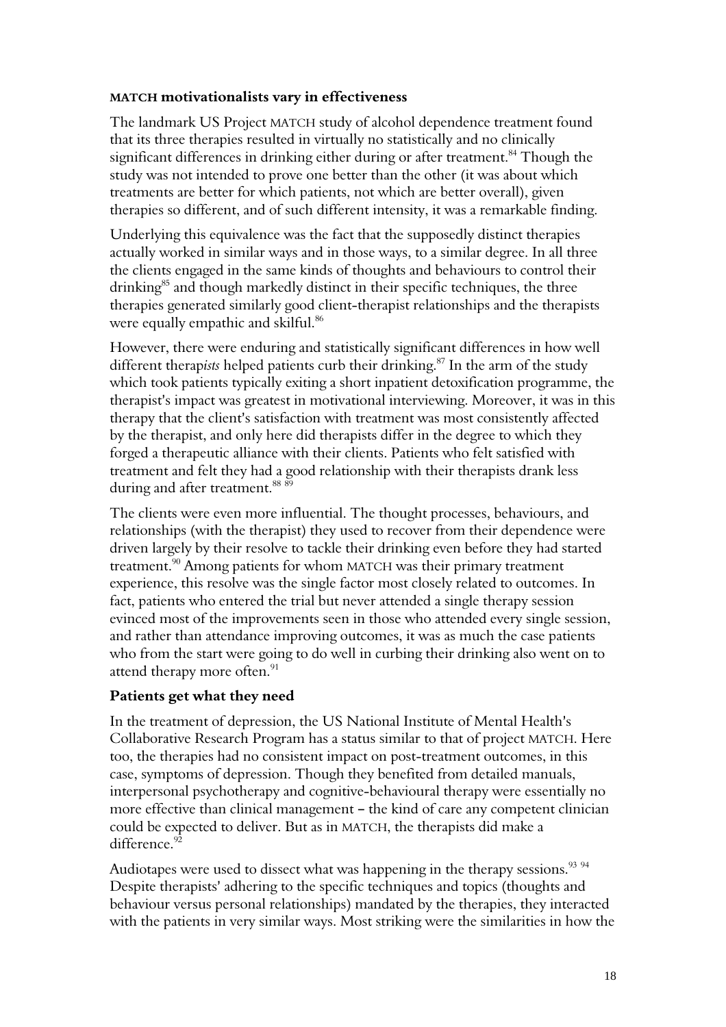### MATCH motivationalists vary in effectiveness

The landmark US Project MATCH study of alcohol dependence treatment found that its three therapies resulted in virtually no statistically and no clinically significant differences in drinking either during or after treatment.[84] Though the study was not intended to prove one better than the other (it was about which treatments are better for which patients, not which are better overall), given therapies so different, and of such different intensity, it was a remarkable finding.

Underlying this equivalence was the fact that the supposedly distinct therapies actually worked in similar ways and in those ways, to a similar degree. In all three the clients engaged in the same kinds of thoughts and behaviours to control their drinking[85] and though markedly distinct in their specific techniques, the three therapies generated similarly good client-therapist relationships and the therapists were equally empathic and skilful.[86]

However, there were enduring and statistically significant differences in how well different therap*ists* helped patients curb their drinking.[87] In the arm of the study which took patients typically exiting a short inpatient detoxification programme, the therapist's impact was greatest in motivational interviewing. Moreover, it was in this therapy that the client's satisfaction with treatment was most consistently affected by the therapist, and only here did therapists differ in the degree to which they forged a therapeutic alliance with their clients. Patients who felt satisfied with treatment and felt they had a good relationship with their therapists drank less during and after treatment.[88 89]

The clients were even more influential. The thought processes, behaviours, and relationships (with the therapist) they used to recover from their dependence were driven largely by their resolve to tackle their drinking even before they had started treatment.[90] Among patients for whom MATCH was their primary treatment experience, this resolve was the single factor most closely related to outcomes. In fact, patients who entered the trial but never attended a single therapy session evinced most of the improvements seen in those who attended every single session, and rather than attendance improving outcomes, it was as much the case patients who from the start were going to do well in curbing their drinking also went on to attend therapy more often.[91]

### Patients get what they need

In the treatment of depression, the US National Institute of Mental Health's Collaborative Research Program has a status similar to that of project MATCH. Here too, the therapies had no consistent impact on post-treatment outcomes, in this case, symptoms of depression. Though they benefited from detailed manuals, interpersonal psychotherapy and cognitive-behavioural therapy were essentially no more effective than clinical management – the kind of care any competent clinician could be expected to deliver. But as in MATCH, the therapists did make a difference.[92]

Audiotapes were used to dissect what was happening in the therapy sessions.[93 94] Despite therapists' adhering to the specific techniques and topics (thoughts and behaviour versus personal relationships) mandated by the therapies, they interacted with the patients in very similar ways. Most striking were the similarities in how the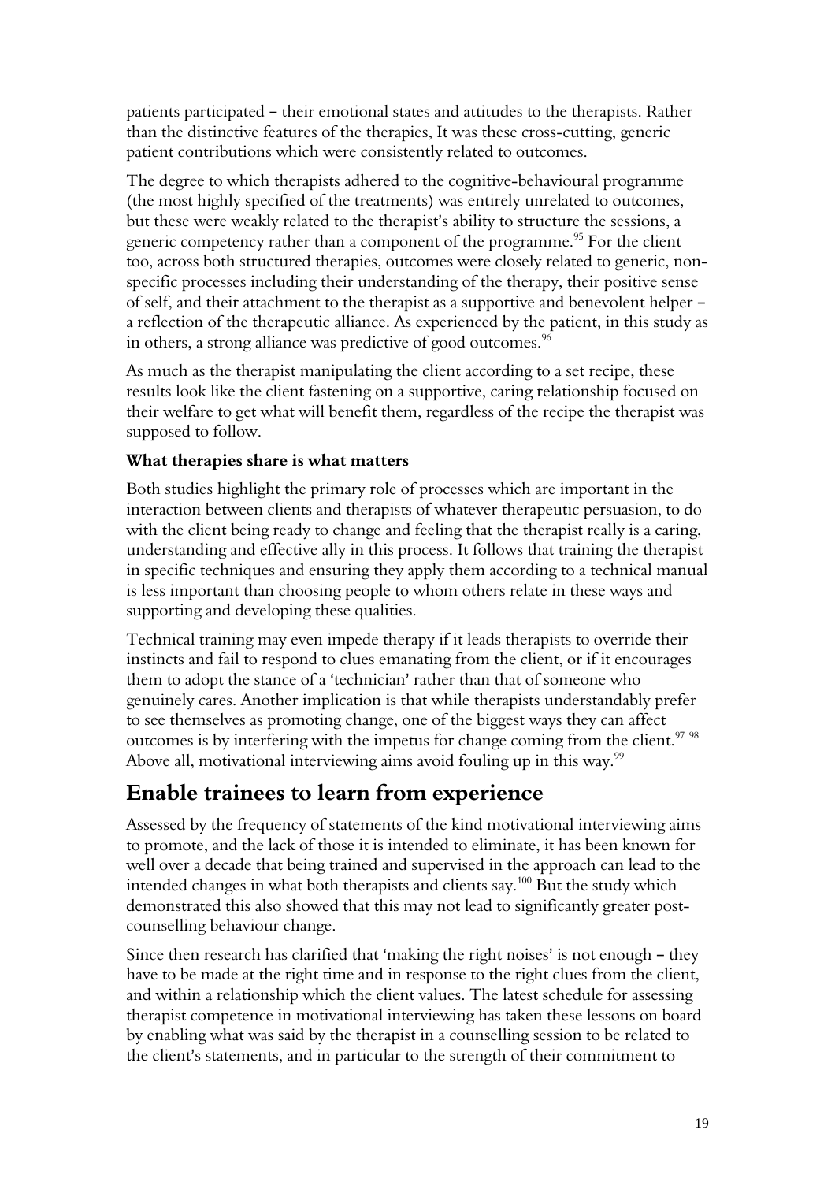patients participated – their emotional states and attitudes to the therapists. Rather than the distinctive features of the therapies, It was these cross-cutting, generic patient contributions which were consistently related to outcomes.

The degree to which therapists adhered to the cognitive-behavioural programme (the most highly specified of the treatments) was entirely unrelated to outcomes, but these were weakly related to the therapist's ability to structure the sessions, a generic competency rather than a component of the programme.[95] For the client too, across both structured therapies, outcomes were closely related to generic, non-specific processes including their understanding of the therapy, their positive sense of self, and their attachment to the therapist as a supportive and benevolent helper – a reflection of the therapeutic alliance. As experienced by the patient, in this study as in others, a strong alliance was predictive of good outcomes.[96]

As much as the therapist manipulating the client according to a set recipe, these results look like the client fastening on a supportive, caring relationship focused on their welfare to get what will benefit them, regardless of the recipe the therapist was supposed to follow.

**What therapies share is what matters**

Both studies highlight the primary role of processes which are important in the interaction between clients and therapists of whatever therapeutic persuasion, to do with the client being ready to change and feeling that the therapist really is a caring, understanding and effective ally in this process. It follows that training the therapist in specific techniques and ensuring they apply them according to a technical manual is less important than choosing people to whom others relate in these ways and supporting and developing these qualities.

Technical training may even impede therapy if it leads therapists to override their instincts and fail to respond to clues emanating from the client, or if it encourages them to adopt the stance of a 'technician' rather than that of someone who genuinely cares. Another implication is that while therapists understandably prefer to see themselves as promoting change, one of the biggest ways they can affect outcomes is by interfering with the impetus for change coming from the client.[97 98] Above all, motivational interviewing aims avoid fouling up in this way.[99]

## Enable trainees to learn from experience

Assessed by the frequency of statements of the kind motivational interviewing aims to promote, and the lack of those it is intended to eliminate, it has been known for well over a decade that being trained and supervised in the approach can lead to the intended changes in what both therapists and clients say.[100] But the study which demonstrated this also showed that this may not lead to significantly greater post-counselling behaviour change.

Since then research has clarified that 'making the right noises' is not enough – they have to be made at the right time and in response to the right clues from the client, and within a relationship which the client values. The latest schedule for assessing therapist competence in motivational interviewing has taken these lessons on board by enabling what was said by the therapist in a counselling session to be related to the client's statements, and in particular to the strength of their commitment to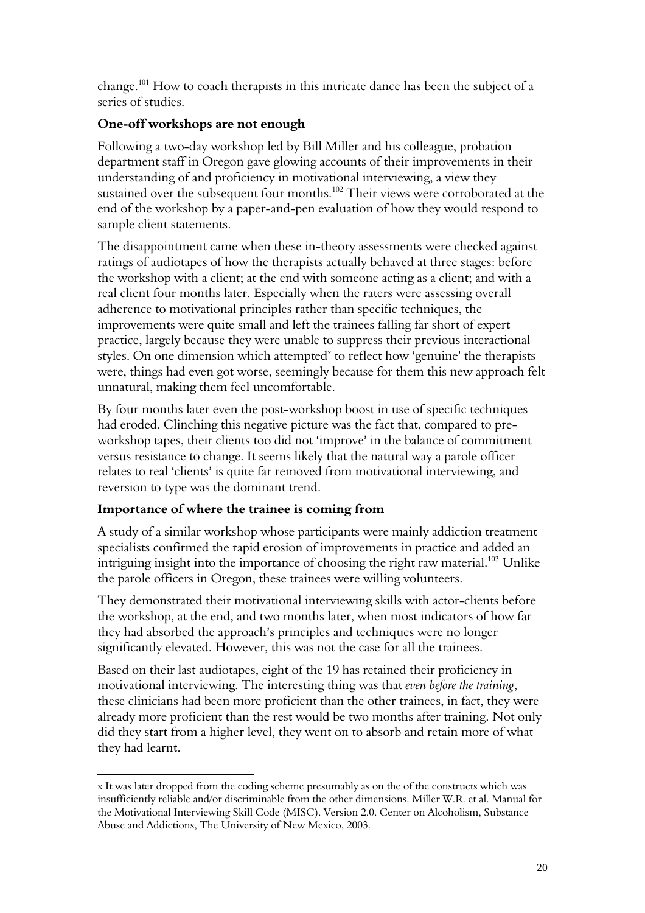change.[101] How to coach therapists in this intricate dance has been the subject of a series of studies.

**One-off workshops are not enough**

Following a two-day workshop led by Bill Miller and his colleague, probation department staff in Oregon gave glowing accounts of their improvements in their understanding of and proficiency in motivational interviewing, a view they sustained over the subsequent four months.[102] Their views were corroborated at the end of the workshop by a paper-and-pen evaluation of how they would respond to sample client statements.

The disappointment came when these in-theory assessments were checked against ratings of audiotapes of how the therapists actually behaved at three stages: before the workshop with a client; at the end with someone acting as a client; and with a real client four months later. Especially when the raters were assessing overall adherence to motivational principles rather than specific techniques, the improvements were quite small and left the trainees falling far short of expert practice, largely because they were unable to suppress their previous interactional styles. On one dimension which attempted[x] to reflect how 'genuine' the therapists were, things had even got worse, seemingly because for them this new approach felt unnatural, making them feel uncomfortable.

By four months later even the post-workshop boost in use of specific techniques had eroded. Clinching this negative picture was the fact that, compared to pre-workshop tapes, their clients too did not 'improve' in the balance of commitment versus resistance to change. It seems likely that the natural way a parole officer relates to real 'clients' is quite far removed from motivational interviewing, and reversion to type was the dominant trend.

**Importance of where the trainee is coming from**

A study of a similar workshop whose participants were mainly addiction treatment specialists confirmed the rapid erosion of improvements in practice and added an intriguing insight into the importance of choosing the right raw material.[103] Unlike the parole officers in Oregon, these trainees were willing volunteers.

They demonstrated their motivational interviewing skills with actor-clients before the workshop, at the end, and two months later, when most indicators of how far they had absorbed the approach's principles and techniques were no longer significantly elevated. However, this was not the case for all the trainees.

Based on their last audiotapes, eight of the 19 has retained their proficiency in motivational interviewing. The interesting thing was that *even before the training*, these clinicians had been more proficient than the other trainees, in fact, they were already more proficient than the rest would be two months after training. Not only did they start from a higher level, they went on to absorb and retain more of what they had learnt.

---

x It was later dropped from the coding scheme presumably as on the of the constructs which was insufficiently reliable and/or discriminable from the other dimensions. Miller W.R. et al. Manual for the Motivational Interviewing Skill Code (MISC). Version 2.0. Center on Alcoholism, Substance Abuse and Addictions, The University of New Mexico, 2003.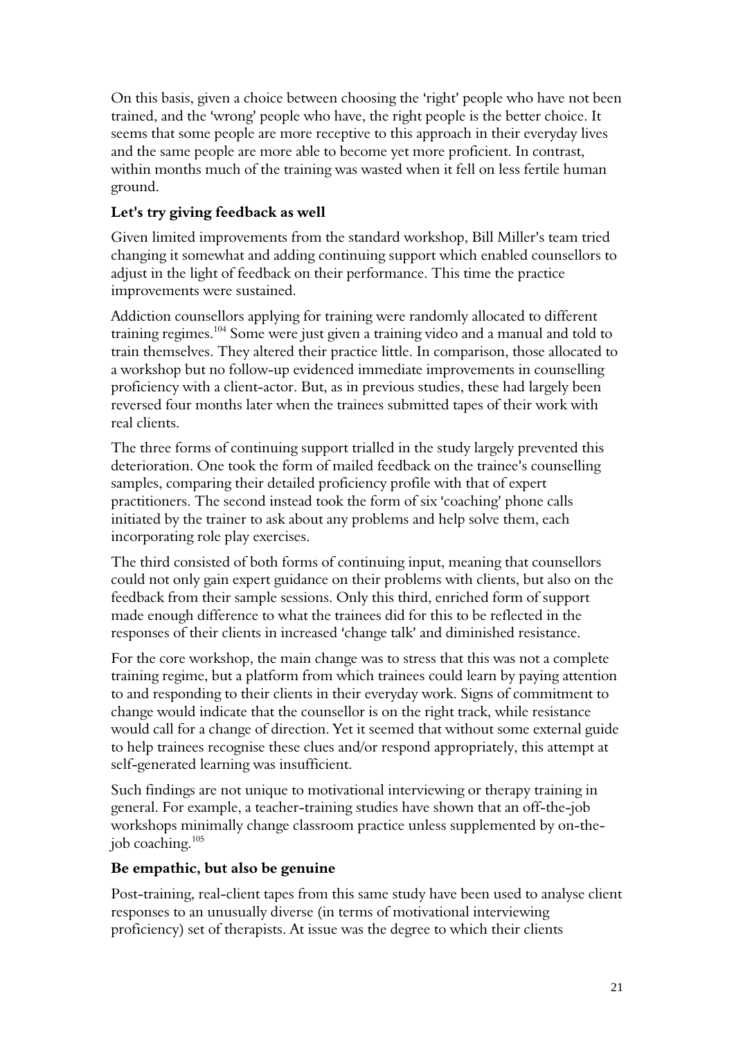On this basis, given a choice between choosing the 'right' people who have not been trained, and the 'wrong' people who have, the right people is the better choice. It seems that some people are more receptive to this approach in their everyday lives and the same people are more able to become yet more proficient. In contrast, within months much of the training was wasted when it fell on less fertile human ground.

### Let's try giving feedback as well

Given limited improvements from the standard workshop, Bill Miller's team tried changing it somewhat and adding continuing support which enabled counsellors to adjust in the light of feedback on their performance. This time the practice improvements were sustained.

Addiction counsellors applying for training were randomly allocated to different training regimes.[104] Some were just given a training video and a manual and told to train themselves. They altered their practice little. In comparison, those allocated to a workshop but no follow-up evidenced immediate improvements in counselling proficiency with a client-actor. But, as in previous studies, these had largely been reversed four months later when the trainees submitted tapes of their work with real clients.

The three forms of continuing support trialled in the study largely prevented this deterioration. One took the form of mailed feedback on the trainee's counselling samples, comparing their detailed proficiency profile with that of expert practitioners. The second instead took the form of six 'coaching' phone calls initiated by the trainer to ask about any problems and help solve them, each incorporating role play exercises.

The third consisted of both forms of continuing input, meaning that counsellors could not only gain expert guidance on their problems with clients, but also on the feedback from their sample sessions. Only this third, enriched form of support made enough difference to what the trainees did for this to be reflected in the responses of their clients in increased 'change talk' and diminished resistance.

For the core workshop, the main change was to stress that this was not a complete training regime, but a platform from which trainees could learn by paying attention to and responding to their clients in their everyday work. Signs of commitment to change would indicate that the counsellor is on the right track, while resistance would call for a change of direction. Yet it seemed that without some external guide to help trainees recognise these clues and/or respond appropriately, this attempt at self-generated learning was insufficient.

Such findings are not unique to motivational interviewing or therapy training in general. For example, a teacher-training studies have shown that an off-the-job workshops minimally change classroom practice unless supplemented by on-the-job coaching.[105]

### Be empathic, but also be genuine

Post-training, real-client tapes from this same study have been used to analyse client responses to an unusually diverse (in terms of motivational interviewing proficiency) set of therapists. At issue was the degree to which their clients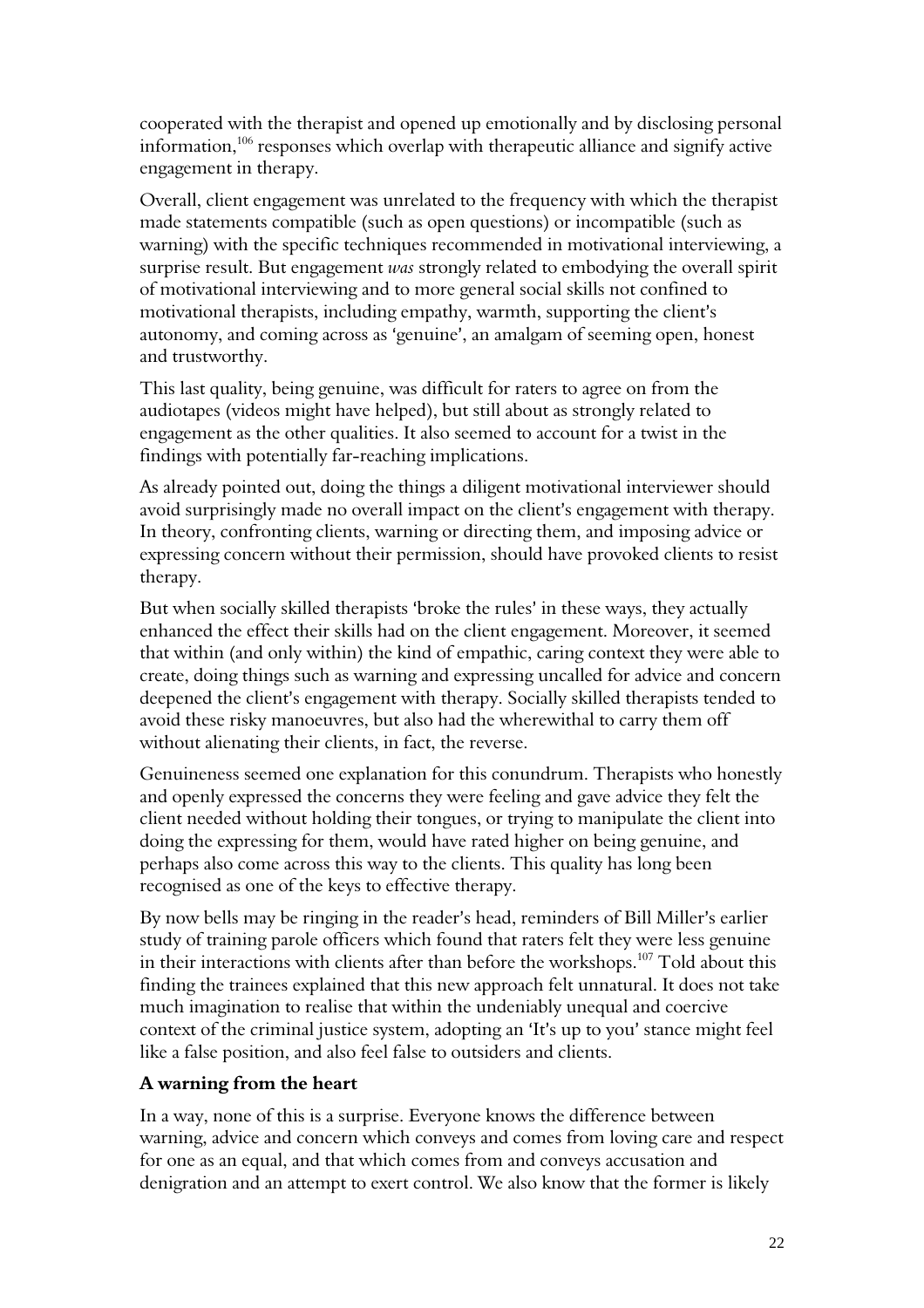cooperated with the therapist and opened up emotionally and by disclosing personal information,[106] responses which overlap with therapeutic alliance and signify active engagement in therapy.

Overall, client engagement was unrelated to the frequency with which the therapist made statements compatible (such as open questions) or incompatible (such as warning) with the specific techniques recommended in motivational interviewing, a surprise result. But engagement *was* strongly related to embodying the overall spirit of motivational interviewing and to more general social skills not confined to motivational therapists, including empathy, warmth, supporting the client's autonomy, and coming across as 'genuine', an amalgam of seeming open, honest and trustworthy.

This last quality, being genuine, was difficult for raters to agree on from the audiotapes (videos might have helped), but still about as strongly related to engagement as the other qualities. It also seemed to account for a twist in the findings with potentially far-reaching implications.

As already pointed out, doing the things a diligent motivational interviewer should avoid surprisingly made no overall impact on the client's engagement with therapy. In theory, confronting clients, warning or directing them, and imposing advice or expressing concern without their permission, should have provoked clients to resist therapy.

But when socially skilled therapists 'broke the rules' in these ways, they actually enhanced the effect their skills had on the client engagement. Moreover, it seemed that within (and only within) the kind of empathic, caring context they were able to create, doing things such as warning and expressing uncalled for advice and concern deepened the client's engagement with therapy. Socially skilled therapists tended to avoid these risky manoeuvres, but also had the wherewithal to carry them off without alienating their clients, in fact, the reverse.

Genuineness seemed one explanation for this conundrum. Therapists who honestly and openly expressed the concerns they were feeling and gave advice they felt the client needed without holding their tongues, or trying to manipulate the client into doing the expressing for them, would have rated higher on being genuine, and perhaps also come across this way to the clients. This quality has long been recognised as one of the keys to effective therapy.

By now bells may be ringing in the reader's head, reminders of Bill Miller's earlier study of training parole officers which found that raters felt they were less genuine in their interactions with clients after than before the workshops.[107] Told about this finding the trainees explained that this new approach felt unnatural. It does not take much imagination to realise that within the undeniably unequal and coercive context of the criminal justice system, adopting an 'It's up to you' stance might feel like a false position, and also feel false to outsiders and clients.

### A warning from the heart

In a way, none of this is a surprise. Everyone knows the difference between warning, advice and concern which conveys and comes from loving care and respect for one as an equal, and that which comes from and conveys accusation and denigration and an attempt to exert control. We also know that the former is likely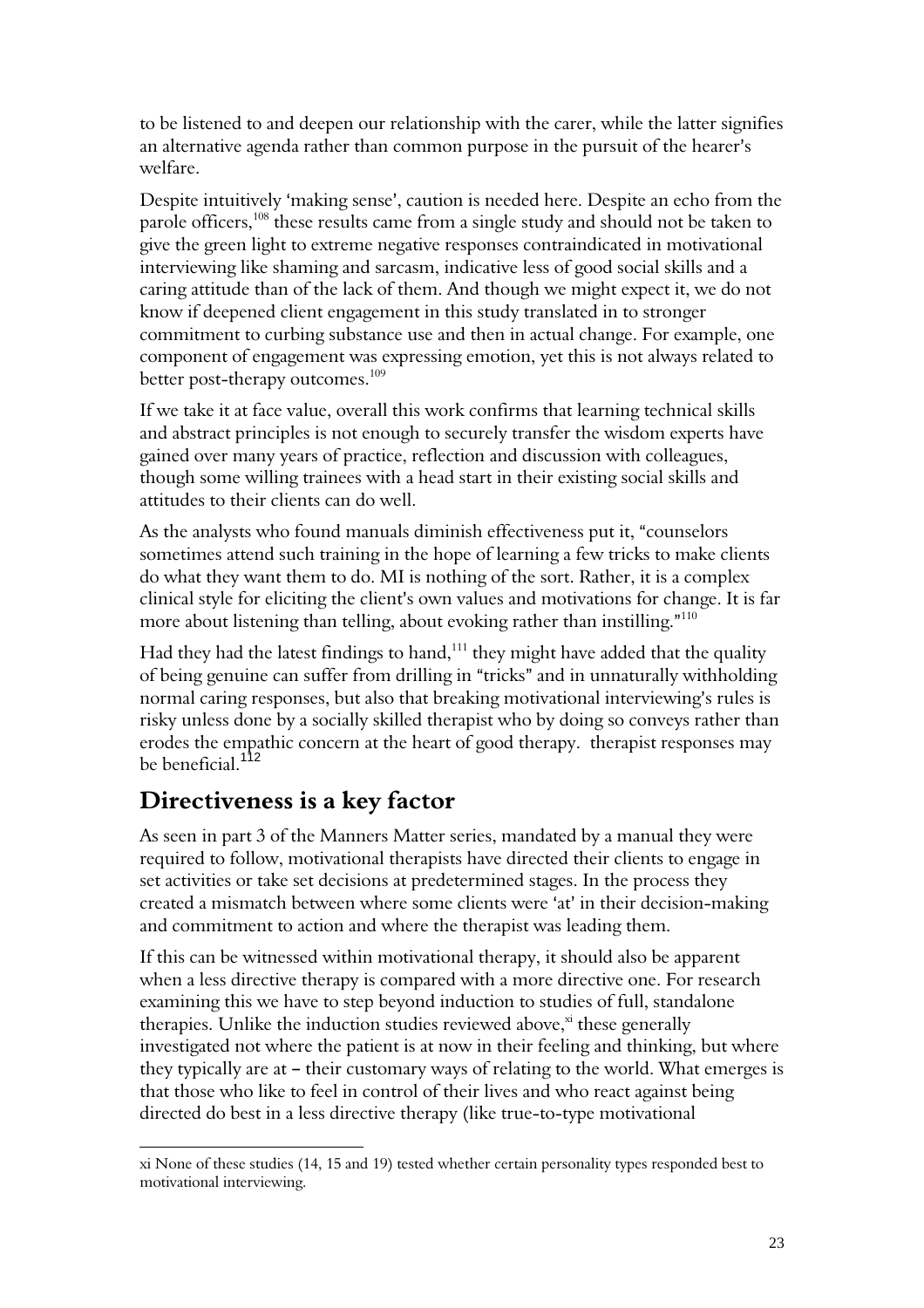to be listened to and deepen our relationship with the carer, while the latter signifies an alternative agenda rather than common purpose in the pursuit of the hearer's welfare.

Despite intuitively 'making sense', caution is needed here. Despite an echo from the parole officers,[108] these results came from a single study and should not be taken to give the green light to extreme negative responses contraindicated in motivational interviewing like shaming and sarcasm, indicative less of good social skills and a caring attitude than of the lack of them. And though we might expect it, we do not know if deepened client engagement in this study translated in to stronger commitment to curbing substance use and then in actual change. For example, one component of engagement was expressing emotion, yet this is not always related to better post-therapy outcomes.[109]

If we take it at face value, overall this work confirms that learning technical skills and abstract principles is not enough to securely transfer the wisdom experts have gained over many years of practice, reflection and discussion with colleagues, though some willing trainees with a head start in their existing social skills and attitudes to their clients can do well.

As the analysts who found manuals diminish effectiveness put it, "counselors sometimes attend such training in the hope of learning a few tricks to make clients do what they want them to do. MI is nothing of the sort. Rather, it is a complex clinical style for eliciting the client's own values and motivations for change. It is far more about listening than telling, about evoking rather than instilling."[110]

Had they had the latest findings to hand,[111] they might have added that the quality of being genuine can suffer from drilling in "tricks" and in unnaturally withholding normal caring responses, but also that breaking motivational interviewing's rules is risky unless done by a socially skilled therapist who by doing so conveys rather than erodes the empathic concern at the heart of good therapy. therapist responses may be beneficial.[112]

## Directiveness is a key factor

As seen in part 3 of the Manners Matter series, mandated by a manual they were required to follow, motivational therapists have directed their clients to engage in set activities or take set decisions at predetermined stages. In the process they created a mismatch between where some clients were 'at' in their decision-making and commitment to action and where the therapist was leading them.

If this can be witnessed within motivational therapy, it should also be apparent when a less directive therapy is compared with a more directive one. For research examining this we have to step beyond induction to studies of full, standalone therapies. Unlike the induction studies reviewed above,[xi] these generally investigated not where the patient is at now in their feeling and thinking, but where they typically are at – their customary ways of relating to the world. What emerges is that those who like to feel in control of their lives and who react against being directed do best in a less directive therapy (like true-to-type motivational

---

xi None of these studies (14, 15 and 19) tested whether certain personality types responded best to motivational interviewing.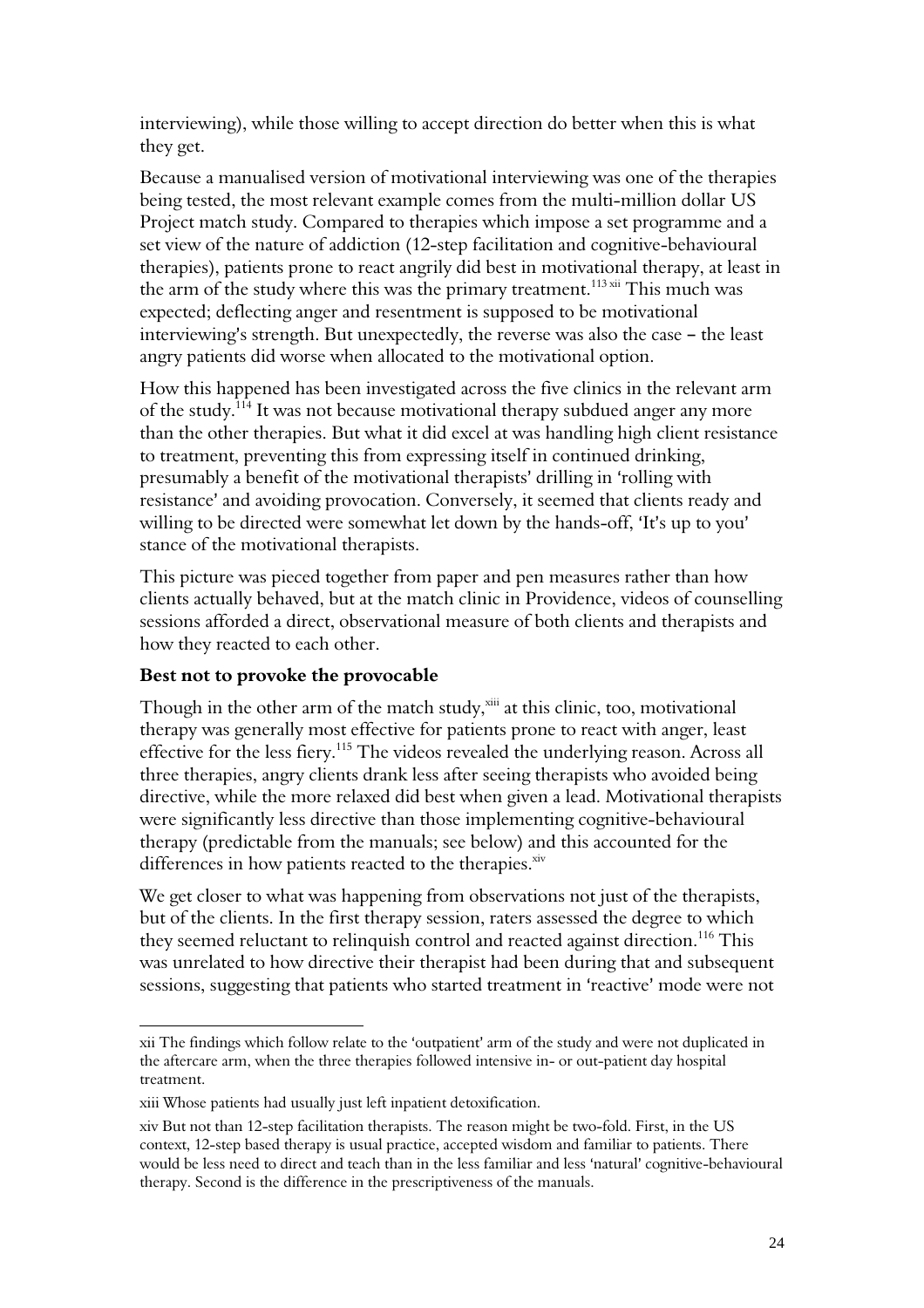interviewing), while those willing to accept direction do better when this is what they get.

Because a manualised version of motivational interviewing was one of the therapies being tested, the most relevant example comes from the multi-million dollar US Project match study. Compared to therapies which impose a set programme and a set view of the nature of addiction (12-step facilitation and cognitive-behavioural therapies), patients prone to react angrily did best in motivational therapy, at least in the arm of the study where this was the primary treatment.[113 xii] This much was expected; deflecting anger and resentment is supposed to be motivational interviewing's strength. But unexpectedly, the reverse was also the case – the least angry patients did worse when allocated to the motivational option.

How this happened has been investigated across the five clinics in the relevant arm of the study.[114] It was not because motivational therapy subdued anger any more than the other therapies. But what it did excel at was handling high client resistance to treatment, preventing this from expressing itself in continued drinking, presumably a benefit of the motivational therapists' drilling in 'rolling with resistance' and avoiding provocation. Conversely, it seemed that clients ready and willing to be directed were somewhat let down by the hands-off, 'It's up to you' stance of the motivational therapists.

This picture was pieced together from paper and pen measures rather than how clients actually behaved, but at the match clinic in Providence, videos of counselling sessions afforded a direct, observational measure of both clients and therapists and how they reacted to each other.

### Best not to provoke the provocable

Though in the other arm of the match study,[xiii] at this clinic, too, motivational therapy was generally most effective for patients prone to react with anger, least effective for the less fiery.[115] The videos revealed the underlying reason. Across all three therapies, angry clients drank less after seeing therapists who avoided being directive, while the more relaxed did best when given a lead. Motivational therapists were significantly less directive than those implementing cognitive-behavioural therapy (predictable from the manuals; see below) and this accounted for the differences in how patients reacted to the therapies.[xiv]

We get closer to what was happening from observations not just of the therapists, but of the clients. In the first therapy session, raters assessed the degree to which they seemed reluctant to relinquish control and reacted against direction.[116] This was unrelated to how directive their therapist had been during that and subsequent sessions, suggesting that patients who started treatment in 'reactive' mode were not

---

xii The findings which follow relate to the 'outpatient' arm of the study and were not duplicated in the aftercare arm, when the three therapies followed intensive in- or out-patient day hospital treatment.

xiii Whose patients had usually just left inpatient detoxification.

xiv But not than 12-step facilitation therapists. The reason might be two-fold. First, in the US context, 12-step based therapy is usual practice, accepted wisdom and familiar to patients. There would be less need to direct and teach than in the less familiar and less 'natural' cognitive-behavioural therapy. Second is the difference in the prescriptiveness of the manuals.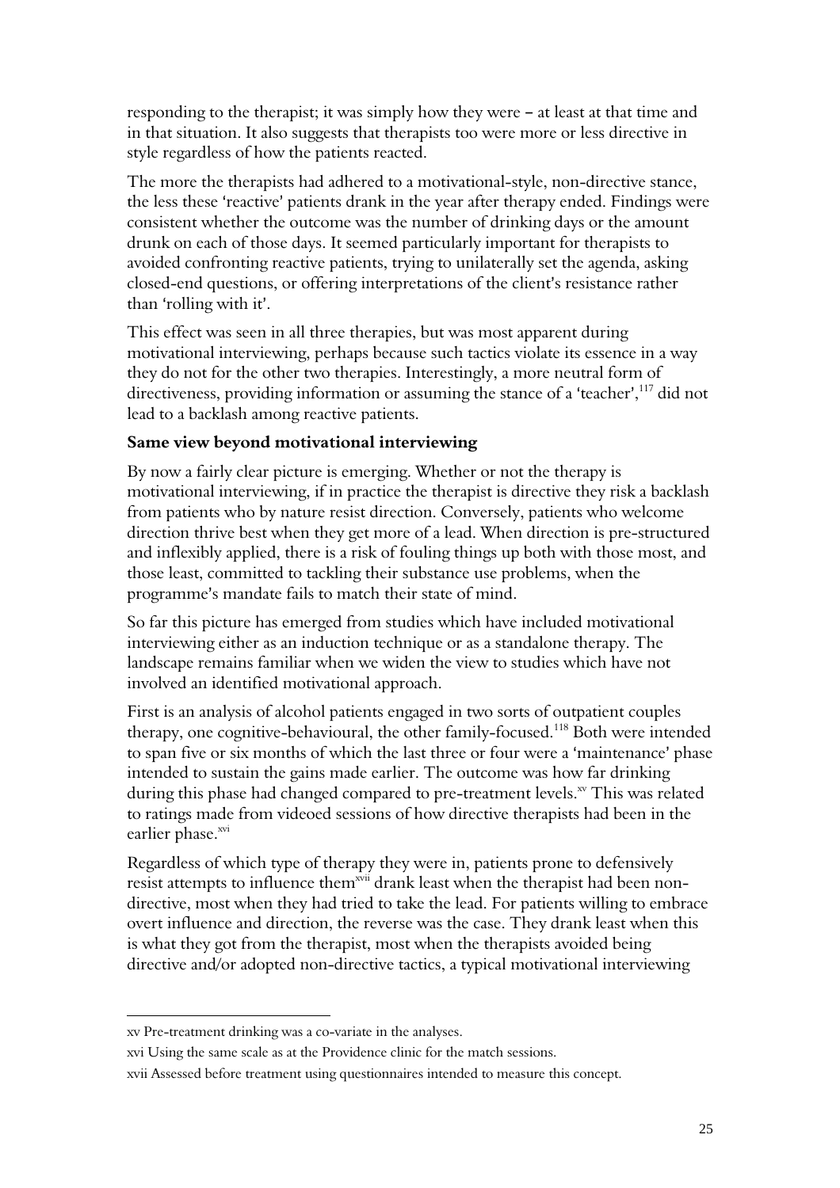responding to the therapist; it was simply how they were – at least at that time and in that situation. It also suggests that therapists too were more or less directive in style regardless of how the patients reacted.

The more the therapists had adhered to a motivational-style, non-directive stance, the less these 'reactive' patients drank in the year after therapy ended. Findings were consistent whether the outcome was the number of drinking days or the amount drunk on each of those days. It seemed particularly important for therapists to avoided confronting reactive patients, trying to unilaterally set the agenda, asking closed-end questions, or offering interpretations of the client's resistance rather than 'rolling with it'.

This effect was seen in all three therapies, but was most apparent during motivational interviewing, perhaps because such tactics violate its essence in a way they do not for the other two therapies. Interestingly, a more neutral form of directiveness, providing information or assuming the stance of a 'teacher',[117] did not lead to a backlash among reactive patients.

**Same view beyond motivational interviewing**

By now a fairly clear picture is emerging. Whether or not the therapy is motivational interviewing, if in practice the therapist is directive they risk a backlash from patients who by nature resist direction. Conversely, patients who welcome direction thrive best when they get more of a lead. When direction is pre-structured and inflexibly applied, there is a risk of fouling things up both with those most, and those least, committed to tackling their substance use problems, when the programme's mandate fails to match their state of mind.

So far this picture has emerged from studies which have included motivational interviewing either as an induction technique or as a standalone therapy. The landscape remains familiar when we widen the view to studies which have not involved an identified motivational approach.

First is an analysis of alcohol patients engaged in two sorts of outpatient couples therapy, one cognitive-behavioural, the other family-focused.[118] Both were intended to span five or six months of which the last three or four were a 'maintenance' phase intended to sustain the gains made earlier. The outcome was how far drinking during this phase had changed compared to pre-treatment levels.[xv] This was related to ratings made from videoed sessions of how directive therapists had been in the earlier phase.[xvi]

Regardless of which type of therapy they were in, patients prone to defensively resist attempts to influence them[xvii] drank least when the therapist had been non-directive, most when they had tried to take the lead. For patients willing to embrace overt influence and direction, the reverse was the case. They drank least when this is what they got from the therapist, most when the therapists avoided being directive and/or adopted non-directive tactics, a typical motivational interviewing

---

xv Pre-treatment drinking was a co-variate in the analyses.

xvi Using the same scale as at the Providence clinic for the match sessions.

xvii Assessed before treatment using questionnaires intended to measure this concept.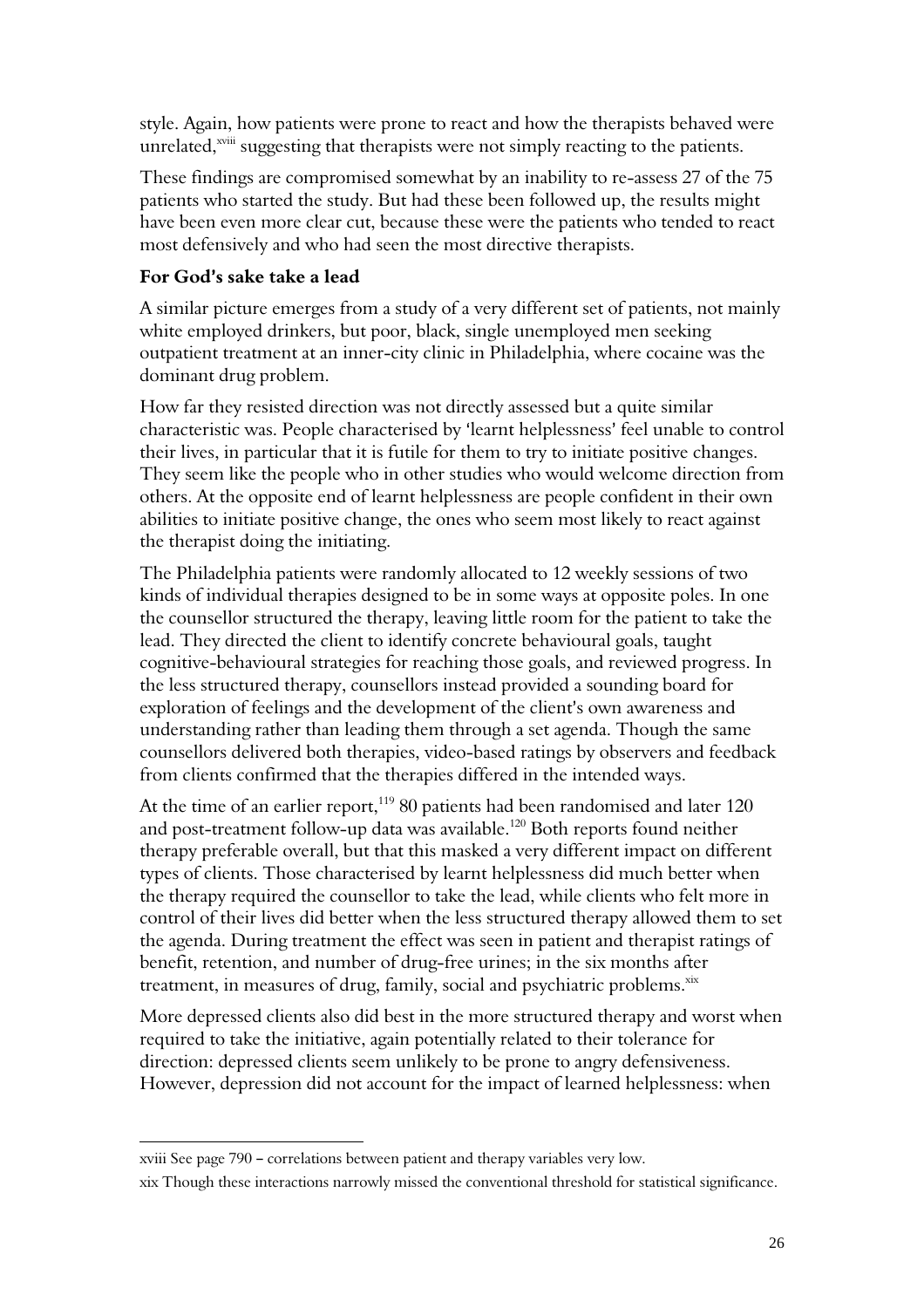style. Again, how patients were prone to react and how the therapists behaved were unrelated,[xviii] suggesting that therapists were not simply reacting to the patients.

These findings are compromised somewhat by an inability to re-assess 27 of the 75 patients who started the study. But had these been followed up, the results might have been even more clear cut, because these were the patients who tended to react most defensively and who had seen the most directive therapists.

### For God's sake take a lead

A similar picture emerges from a study of a very different set of patients, not mainly white employed drinkers, but poor, black, single unemployed men seeking outpatient treatment at an inner-city clinic in Philadelphia, where cocaine was the dominant drug problem.

How far they resisted direction was not directly assessed but a quite similar characteristic was. People characterised by 'learnt helplessness' feel unable to control their lives, in particular that it is futile for them to try to initiate positive changes. They seem like the people who in other studies who would welcome direction from others. At the opposite end of learnt helplessness are people confident in their own abilities to initiate positive change, the ones who seem most likely to react against the therapist doing the initiating.

The Philadelphia patients were randomly allocated to 12 weekly sessions of two kinds of individual therapies designed to be in some ways at opposite poles. In one the counsellor structured the therapy, leaving little room for the patient to take the lead. They directed the client to identify concrete behavioural goals, taught cognitive-behavioural strategies for reaching those goals, and reviewed progress. In the less structured therapy, counsellors instead provided a sounding board for exploration of feelings and the development of the client's own awareness and understanding rather than leading them through a set agenda. Though the same counsellors delivered both therapies, video-based ratings by observers and feedback from clients confirmed that the therapies differed in the intended ways.

At the time of an earlier report,[119] 80 patients had been randomised and later 120 and post-treatment follow-up data was available.[120] Both reports found neither therapy preferable overall, but that this masked a very different impact on different types of clients. Those characterised by learnt helplessness did much better when the therapy required the counsellor to take the lead, while clients who felt more in control of their lives did better when the less structured therapy allowed them to set the agenda. During treatment the effect was seen in patient and therapist ratings of benefit, retention, and number of drug-free urines; in the six months after treatment, in measures of drug, family, social and psychiatric problems.[xix]

More depressed clients also did best in the more structured therapy and worst when required to take the initiative, again potentially related to their tolerance for direction: depressed clients seem unlikely to be prone to angry defensiveness. However, depression did not account for the impact of learned helplessness: when

---

xviii See page 790 – correlations between patient and therapy variables very low.

xix Though these interactions narrowly missed the conventional threshold for statistical significance.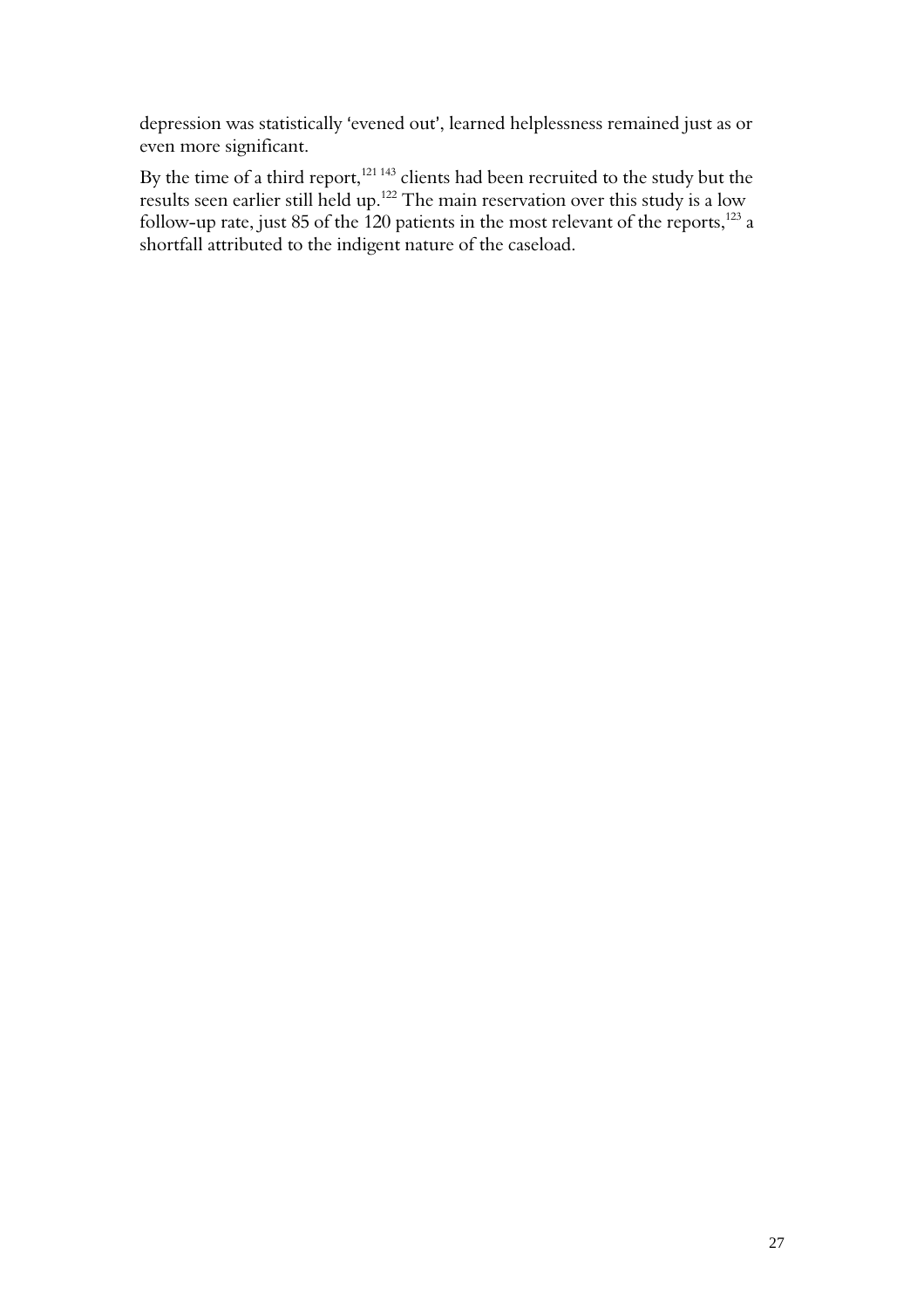depression was statistically 'evened out', learned helplessness remained just as or even more significant.

By the time of a third report,[121] 143 clients had been recruited to the study but the results seen earlier still held up.[122] The main reservation over this study is a low follow-up rate, just 85 of the 120 patients in the most relevant of the reports,[123] a shortfall attributed to the indigent nature of the caseload.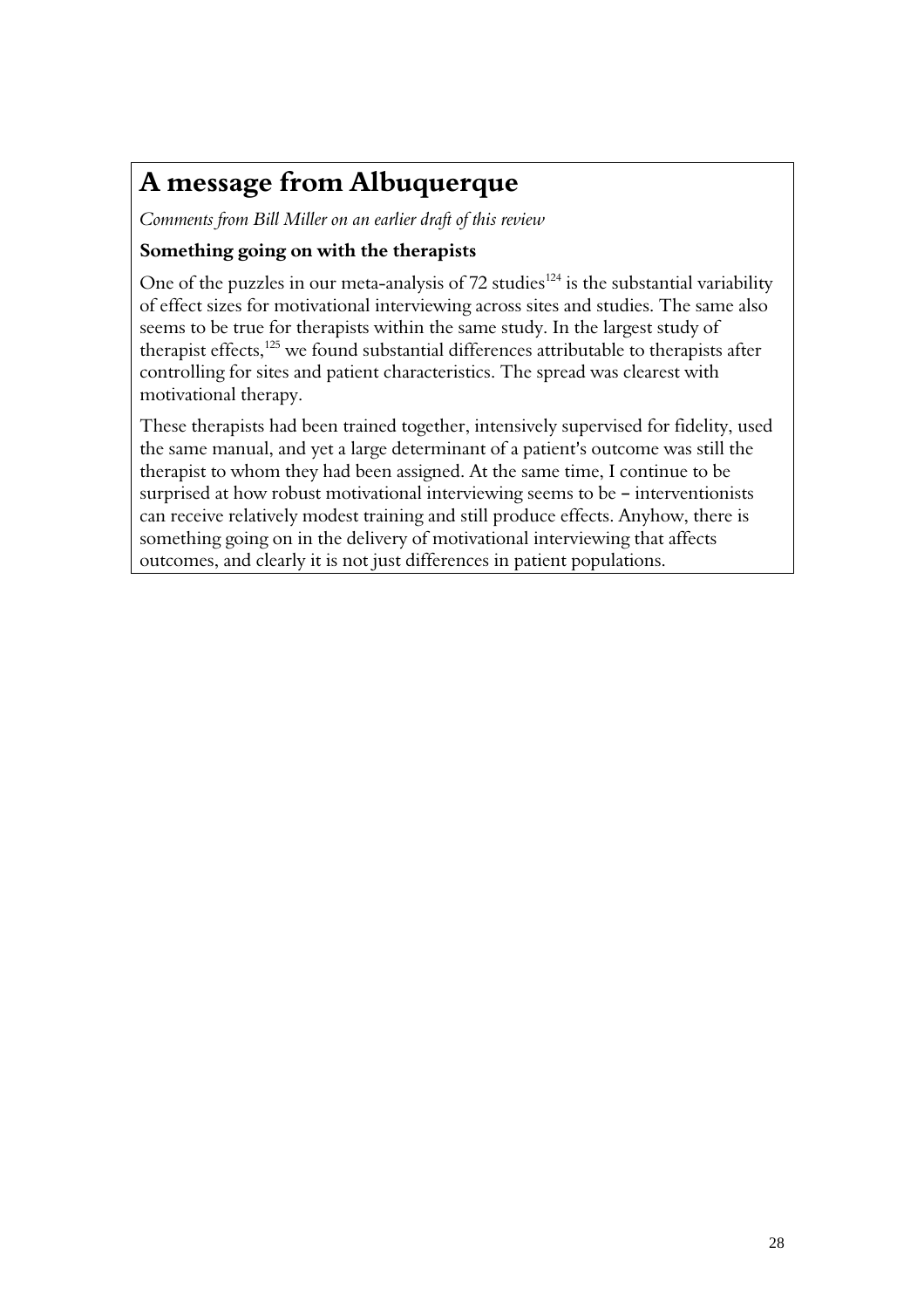# A message from Albuquerque

*Comments from Bill Miller on an earlier draft of this review*

### Something going on with the therapists

One of the puzzles in our meta-analysis of 72 studies[124] is the substantial variability of effect sizes for motivational interviewing across sites and studies. The same also seems to be true for therapists within the same study. In the largest study of therapist effects,[125] we found substantial differences attributable to therapists after controlling for sites and patient characteristics. The spread was clearest with motivational therapy.

These therapists had been trained together, intensively supervised for fidelity, used the same manual, and yet a large determinant of a patient's outcome was still the therapist to whom they had been assigned. At the same time, I continue to be surprised at how robust motivational interviewing seems to be – interventionists can receive relatively modest training and still produce effects. Anyhow, there is something going on in the delivery of motivational interviewing that affects outcomes, and clearly it is not just differences in patient populations.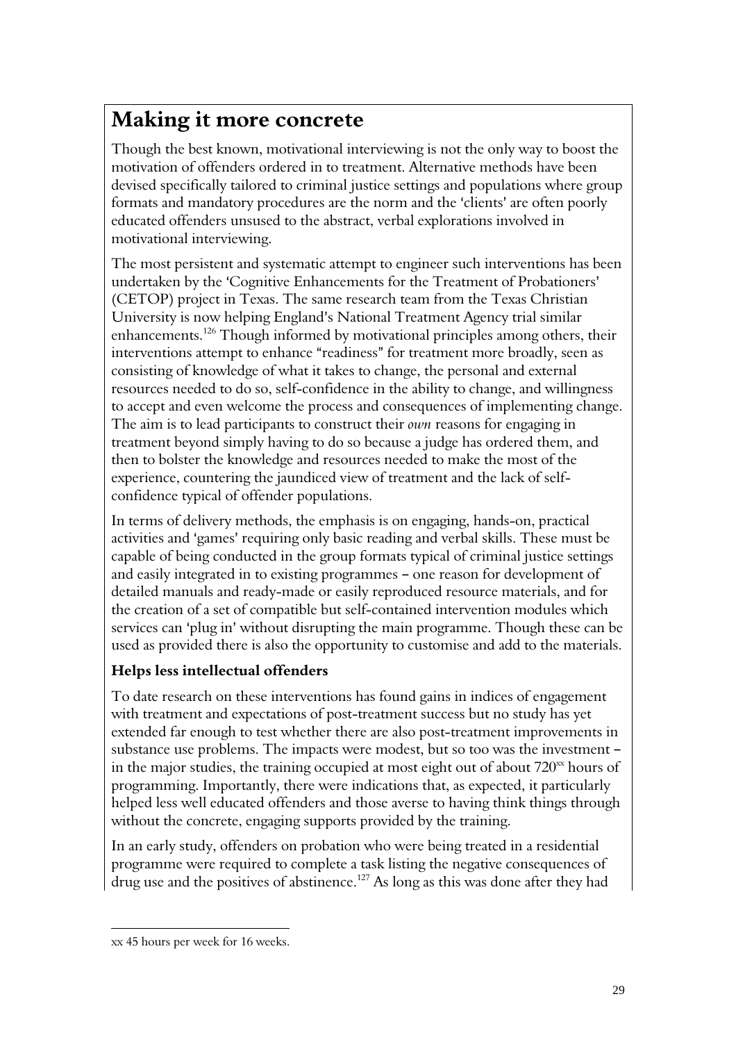# Making it more concrete

Though the best known, motivational interviewing is not the only way to boost the motivation of offenders ordered in to treatment. Alternative methods have been devised specifically tailored to criminal justice settings and populations where group formats and mandatory procedures are the norm and the 'clients' are often poorly educated offenders unsused to the abstract, verbal explorations involved in motivational interviewing.

The most persistent and systematic attempt to engineer such interventions has been undertaken by the 'Cognitive Enhancements for the Treatment of Probationers' (CETOP) project in Texas. The same research team from the Texas Christian University is now helping England's National Treatment Agency trial similar enhancements.[126] Though informed by motivational principles among others, their interventions attempt to enhance "readiness" for treatment more broadly, seen as consisting of knowledge of what it takes to change, the personal and external resources needed to do so, self-confidence in the ability to change, and willingness to accept and even welcome the process and consequences of implementing change. The aim is to lead participants to construct their *own* reasons for engaging in treatment beyond simply having to do so because a judge has ordered them, and then to bolster the knowledge and resources needed to make the most of the experience, countering the jaundiced view of treatment and the lack of self-confidence typical of offender populations.

In terms of delivery methods, the emphasis is on engaging, hands-on, practical activities and 'games' requiring only basic reading and verbal skills. These must be capable of being conducted in the group formats typical of criminal justice settings and easily integrated in to existing programmes – one reason for development of detailed manuals and ready-made or easily reproduced resource materials, and for the creation of a set of compatible but self-contained intervention modules which services can 'plug in' without disrupting the main programme. Though these can be used as provided there is also the opportunity to customise and add to the materials.

### Helps less intellectual offenders

To date research on these interventions has found gains in indices of engagement with treatment and expectations of post-treatment success but no study has yet extended far enough to test whether there are also post-treatment improvements in substance use problems. The impacts were modest, but so too was the investment – in the major studies, the training occupied at most eight out of about 720[xx] hours of programming. Importantly, there were indications that, as expected, it particularly helped less well educated offenders and those averse to having think things through without the concrete, engaging supports provided by the training.

In an early study, offenders on probation who were being treated in a residential programme were required to complete a task listing the negative consequences of drug use and the positives of abstinence.[127] As long as this was done after they had

---

xx 45 hours per week for 16 weeks.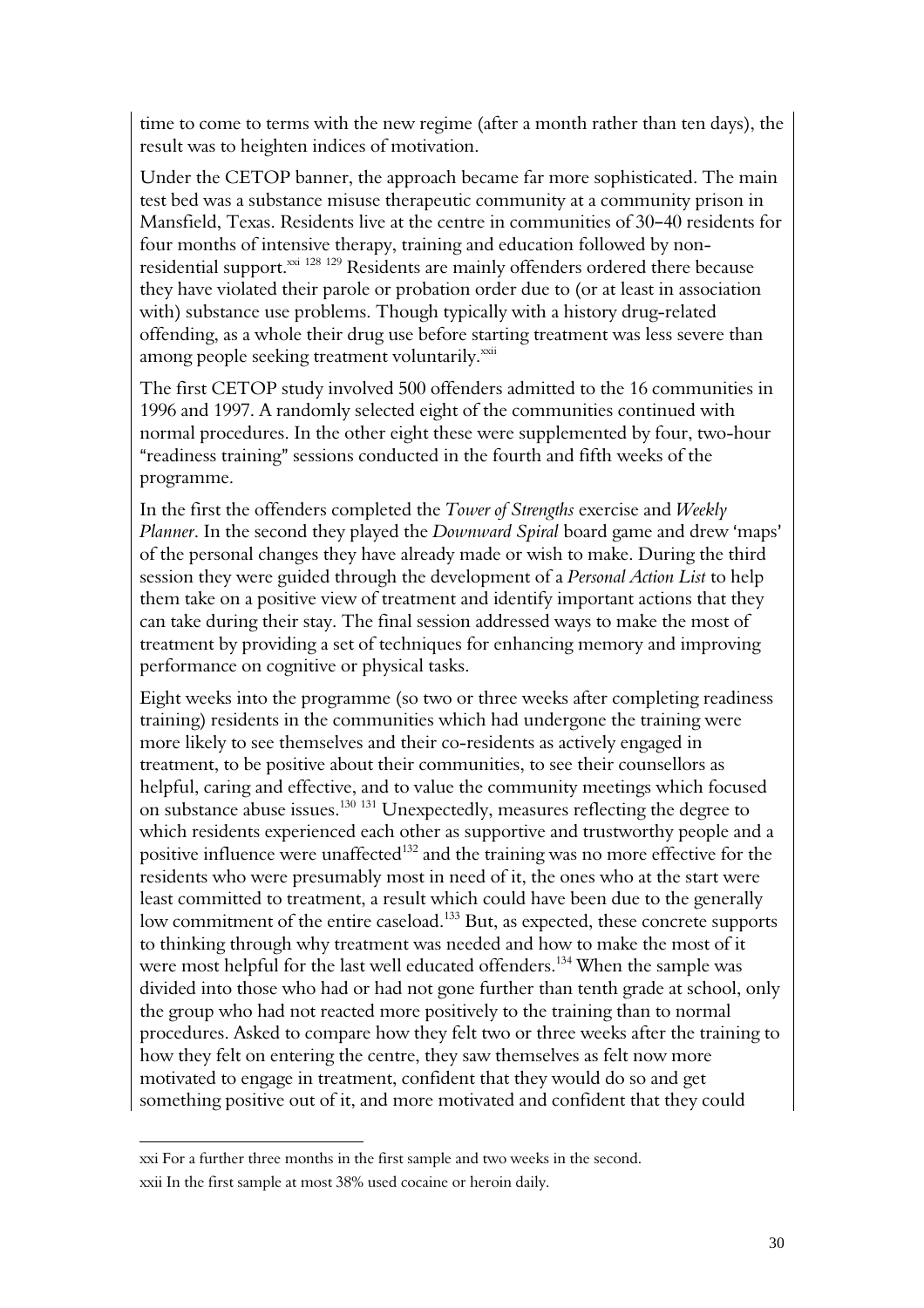time to come to terms with the new regime (after a month rather than ten days), the result was to heighten indices of motivation.

Under the CETOP banner, the approach became far more sophisticated. The main test bed was a substance misuse therapeutic community at a community prison in Mansfield, Texas. Residents live at the centre in communities of 30–40 residents for four months of intensive therapy, training and education followed by non-residential support.[xxi] [128] [129] Residents are mainly offenders ordered there because they have violated their parole or probation order due to (or at least in association with) substance use problems. Though typically with a history drug-related offending, as a whole their drug use before starting treatment was less severe than among people seeking treatment voluntarily.[xxii]

The first CETOP study involved 500 offenders admitted to the 16 communities in 1996 and 1997. A randomly selected eight of the communities continued with normal procedures. In the other eight these were supplemented by four, two-hour "readiness training" sessions conducted in the fourth and fifth weeks of the programme.

In the first the offenders completed the *Tower of Strengths* exercise and *Weekly Planner*. In the second they played the *Downward Spiral* board game and drew 'maps' of the personal changes they have already made or wish to make. During the third session they were guided through the development of a *Personal Action List* to help them take on a positive view of treatment and identify important actions that they can take during their stay. The final session addressed ways to make the most of treatment by providing a set of techniques for enhancing memory and improving performance on cognitive or physical tasks.

Eight weeks into the programme (so two or three weeks after completing readiness training) residents in the communities which had undergone the training were more likely to see themselves and their co-residents as actively engaged in treatment, to be positive about their communities, to see their counsellors as helpful, caring and effective, and to value the community meetings which focused on substance abuse issues.[130] [131] Unexpectedly, measures reflecting the degree to which residents experienced each other as supportive and trustworthy people and a positive influence were unaffected[132] and the training was no more effective for the residents who were presumably most in need of it, the ones who at the start were least committed to treatment, a result which could have been due to the generally low commitment of the entire caseload.[133] But, as expected, these concrete supports to thinking through why treatment was needed and how to make the most of it were most helpful for the last well educated offenders.[134] When the sample was divided into those who had or had not gone further than tenth grade at school, only the group who had not reacted more positively to the training than to normal procedures. Asked to compare how they felt two or three weeks after the training to how they felt on entering the centre, they saw themselves as felt now more motivated to engage in treatment, confident that they would do so and get something positive out of it, and more motivated and confident that they could

xxi For a further three months in the first sample and two weeks in the second.

xxii In the first sample at most 38% used cocaine or heroin daily.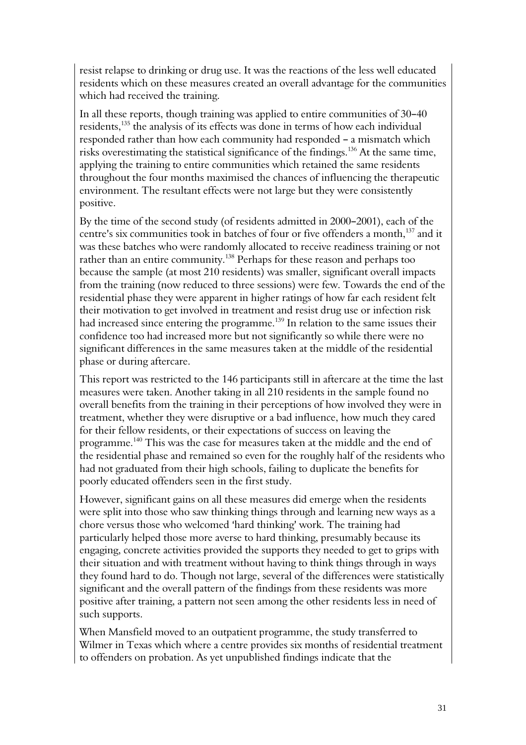resist relapse to drinking or drug use. It was the reactions of the less well educated residents which on these measures created an overall advantage for the communities which had received the training.

In all these reports, though training was applied to entire communities of 30–40 residents,[135] the analysis of its effects was done in terms of how each individual responded rather than how each community had responded – a mismatch which risks overestimating the statistical significance of the findings.[136] At the same time, applying the training to entire communities which retained the same residents throughout the four months maximised the chances of influencing the therapeutic environment. The resultant effects were not large but they were consistently positive.

By the time of the second study (of residents admitted in 2000–2001), each of the centre's six communities took in batches of four or five offenders a month,[137] and it was these batches who were randomly allocated to receive readiness training or not rather than an entire community.[138] Perhaps for these reason and perhaps too because the sample (at most 210 residents) was smaller, significant overall impacts from the training (now reduced to three sessions) were few. Towards the end of the residential phase they were apparent in higher ratings of how far each resident felt their motivation to get involved in treatment and resist drug use or infection risk had increased since entering the programme.[139] In relation to the same issues their confidence too had increased more but not significantly so while there were no significant differences in the same measures taken at the middle of the residential phase or during aftercare.

This report was restricted to the 146 participants still in aftercare at the time the last measures were taken. Another taking in all 210 residents in the sample found no overall benefits from the training in their perceptions of how involved they were in treatment, whether they were disruptive or a bad influence, how much they cared for their fellow residents, or their expectations of success on leaving the programme.[140] This was the case for measures taken at the middle and the end of the residential phase and remained so even for the roughly half of the residents who had not graduated from their high schools, failing to duplicate the benefits for poorly educated offenders seen in the first study.

However, significant gains on all these measures did emerge when the residents were split into those who saw thinking things through and learning new ways as a chore versus those who welcomed 'hard thinking' work. The training had particularly helped those more averse to hard thinking, presumably because its engaging, concrete activities provided the supports they needed to get to grips with their situation and with treatment without having to think things through in ways they found hard to do. Though not large, several of the differences were statistically significant and the overall pattern of the findings from these residents was more positive after training, a pattern not seen among the other residents less in need of such supports.

When Mansfield moved to an outpatient programme, the study transferred to Wilmer in Texas which where a centre provides six months of residential treatment to offenders on probation. As yet unpublished findings indicate that the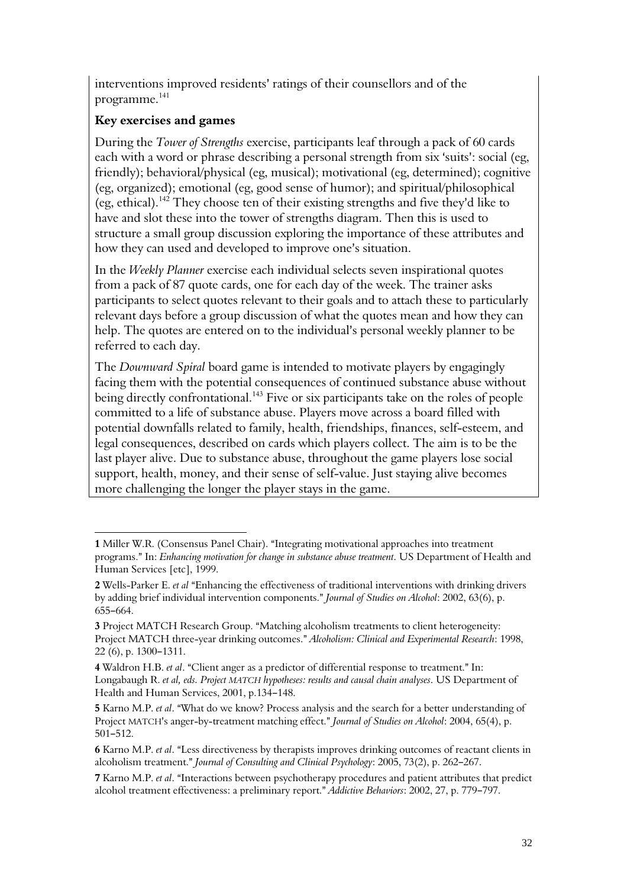interventions improved residents' ratings of their counsellors and of the programme.[141]

**Key exercises and games**

During the *Tower of Strengths* exercise, participants leaf through a pack of 60 cards each with a word or phrase describing a personal strength from six 'suits': social (eg, friendly); behavioral/physical (eg, musical); motivational (eg, determined); cognitive (eg, organized); emotional (eg, good sense of humor); and spiritual/philosophical (eg, ethical).[142] They choose ten of their existing strengths and five they'd like to have and slot these into the tower of strengths diagram. Then this is used to structure a small group discussion exploring the importance of these attributes and how they can used and developed to improve one's situation.

In the *Weekly Planner* exercise each individual selects seven inspirational quotes from a pack of 87 quote cards, one for each day of the week. The trainer asks participants to select quotes relevant to their goals and to attach these to particularly relevant days before a group discussion of what the quotes mean and how they can help. The quotes are entered on to the individual's personal weekly planner to be referred to each day.

The *Downward Spiral* board game is intended to motivate players by engagingly facing them with the potential consequences of continued substance abuse without being directly confrontational.[143] Five or six participants take on the roles of people committed to a life of substance abuse. Players move across a board filled with potential downfalls related to family, health, friendships, finances, self-esteem, and legal consequences, described on cards which players collect. The aim is to be the last player alive. Due to substance abuse, throughout the game players lose social support, health, money, and their sense of self-value. Just staying alive becomes more challenging the longer the player stays in the game.

---

**1** Miller W.R. (Consensus Panel Chair). "Integrating motivational approaches into treatment programs." In: *Enhancing motivation for change in substance abuse treatment*. US Department of Health and Human Services [etc], 1999.

**2** Wells-Parker E. *et al* "Enhancing the effectiveness of traditional interventions with drinking drivers by adding brief individual intervention components." *Journal of Studies on Alcohol*: 2002, 63(6), p. 655–664.

**3** Project MATCH Research Group. "Matching alcoholism treatments to client heterogeneity: Project MATCH three-year drinking outcomes." *Alcoholism: Clinical and Experimental Research*: 1998, 22 (6), p. 1300–1311.

**4** Waldron H.B. *et al*. "Client anger as a predictor of differential response to treatment." In: Longabaugh R. *et al, eds. Project MATCH hypotheses: results and causal chain analyses*. US Department of Health and Human Services, 2001, p.134–148.

**5** Karno M.P. *et al*. "What do we know? Process analysis and the search for a better understanding of Project MATCH's anger-by-treatment matching effect." *Journal of Studies on Alcohol*: 2004, 65(4), p. 501–512.

**6** Karno M.P. *et al*. "Less directiveness by therapists improves drinking outcomes of reactant clients in alcoholism treatment." *Journal of Consulting and Clinical Psychology*: 2005, 73(2), p. 262–267.

**7** Karno M.P. *et al*. "Interactions between psychotherapy procedures and patient attributes that predict alcohol treatment effectiveness: a preliminary report." *Addictive Behaviors*: 2002, 27, p. 779–797.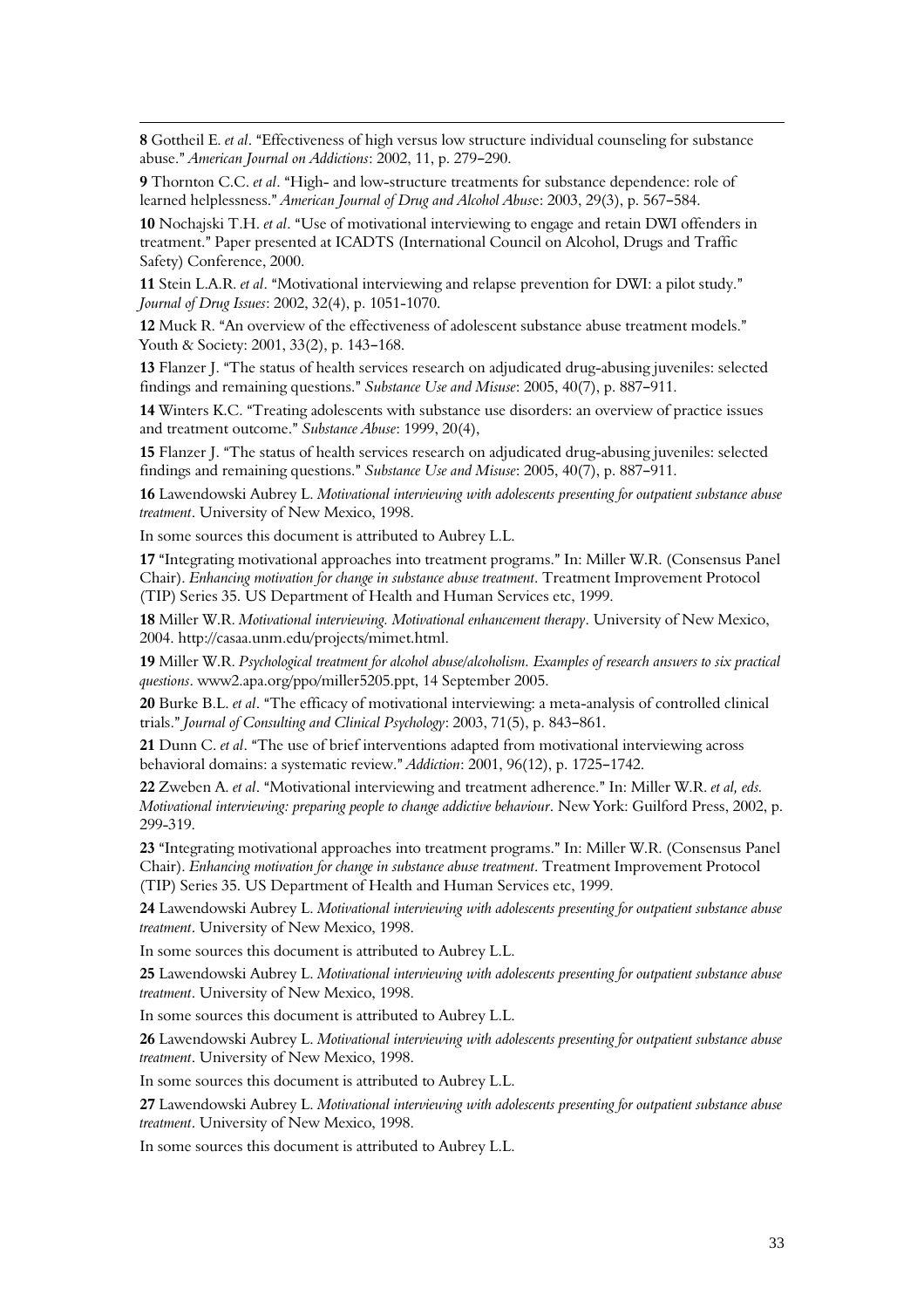**8** Gottheil E. *et al*. "Effectiveness of high versus low structure individual counseling for substance abuse." *American Journal on Addictions*: 2002, 11, p. 279–290.

**9** Thornton C.C. *et al*. "High- and low-structure treatments for substance dependence: role of learned helplessness." *American Journal of Drug and Alcohol Abuse*: 2003, 29(3), p. 567–584.

**10** Nochajski T.H. *et al*. "Use of motivational interviewing to engage and retain DWI offenders in treatment." Paper presented at ICADTS (International Council on Alcohol, Drugs and Traffic Safety) Conference, 2000.

**11** Stein L.A.R. *et al*. "Motivational interviewing and relapse prevention for DWI: a pilot study." *Journal of Drug Issues*: 2002, 32(4), p. 1051-1070.

**12** Muck R. "An overview of the effectiveness of adolescent substance abuse treatment models." Youth & Society: 2001, 33(2), p. 143–168.

**13** Flanzer J. "The status of health services research on adjudicated drug-abusing juveniles: selected findings and remaining questions." *Substance Use and Misuse*: 2005, 40(7), p. 887–911.

**14** Winters K.C. "Treating adolescents with substance use disorders: an overview of practice issues and treatment outcome." *Substance Abuse*: 1999, 20(4),

**15** Flanzer J. "The status of health services research on adjudicated drug-abusing juveniles: selected findings and remaining questions." *Substance Use and Misuse*: 2005, 40(7), p. 887–911.

**16** Lawendowski Aubrey L. *Motivational interviewing with adolescents presenting for outpatient substance abuse treatment*. University of New Mexico, 1998.

In some sources this document is attributed to Aubrey L.L.

**17** "Integrating motivational approaches into treatment programs." In: Miller W.R. (Consensus Panel Chair). *Enhancing motivation for change in substance abuse treatment*. Treatment Improvement Protocol (TIP) Series 35. US Department of Health and Human Services etc, 1999.

**18** Miller W.R. *Motivational interviewing. Motivational enhancement therapy*. University of New Mexico, 2004. http://casaa.unm.edu/projects/mimet.html.

**19** Miller W.R. *Psychological treatment for alcohol abuse/alcoholism. Examples of research answers to six practical questions*. www2.apa.org/ppo/miller5205.ppt, 14 September 2005.

**20** Burke B.L. *et al*. "The efficacy of motivational interviewing: a meta-analysis of controlled clinical trials." *Journal of Consulting and Clinical Psychology*: 2003, 71(5), p. 843–861.

**21** Dunn C. *et al*. "The use of brief interventions adapted from motivational interviewing across behavioral domains: a systematic review." *Addiction*: 2001, 96(12), p. 1725–1742.

**22** Zweben A. *et al*. "Motivational interviewing and treatment adherence." In: Miller W.R. *et al, eds. Motivational interviewing: preparing people to change addictive behaviour*. New York: Guilford Press, 2002, p. 299-319.

**23** "Integrating motivational approaches into treatment programs." In: Miller W.R. (Consensus Panel Chair). *Enhancing motivation for change in substance abuse treatment*. Treatment Improvement Protocol (TIP) Series 35. US Department of Health and Human Services etc, 1999.

**24** Lawendowski Aubrey L. *Motivational interviewing with adolescents presenting for outpatient substance abuse treatment*. University of New Mexico, 1998.

In some sources this document is attributed to Aubrey L.L.

**25** Lawendowski Aubrey L. *Motivational interviewing with adolescents presenting for outpatient substance abuse treatment*. University of New Mexico, 1998.

In some sources this document is attributed to Aubrey L.L.

**26** Lawendowski Aubrey L. *Motivational interviewing with adolescents presenting for outpatient substance abuse treatment*. University of New Mexico, 1998.

In some sources this document is attributed to Aubrey L.L.

**27** Lawendowski Aubrey L. *Motivational interviewing with adolescents presenting for outpatient substance abuse treatment*. University of New Mexico, 1998.

In some sources this document is attributed to Aubrey L.L.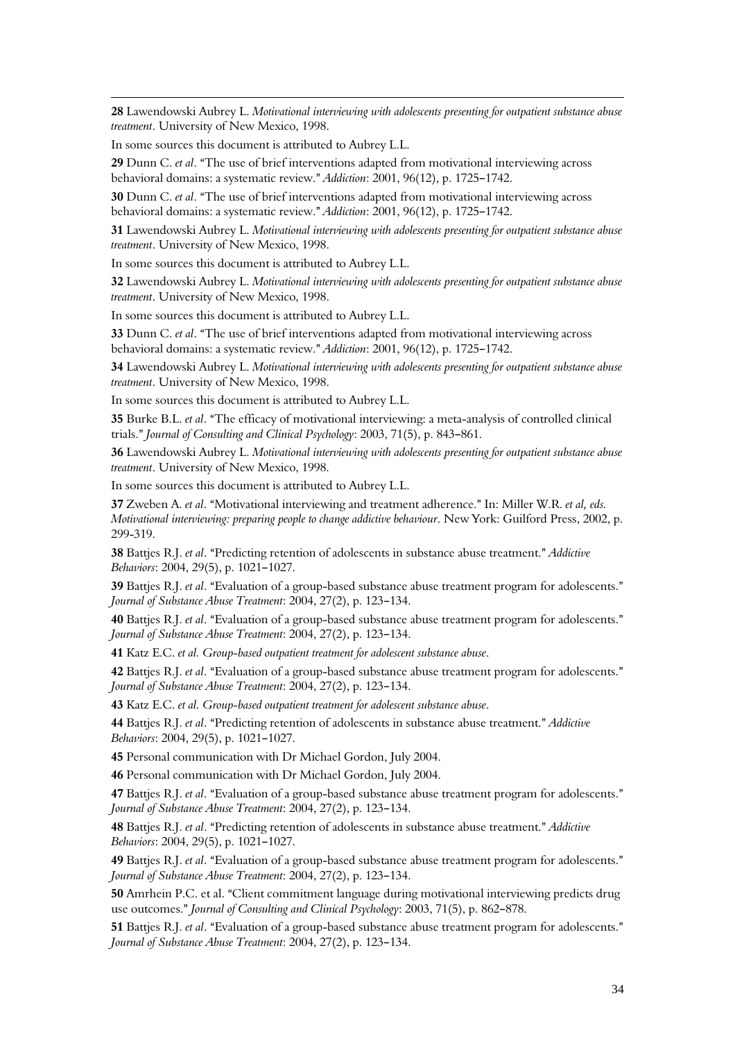**28** Lawendowski Aubrey L. *Motivational interviewing with adolescents presenting for outpatient substance abuse treatment*. University of New Mexico, 1998.

In some sources this document is attributed to Aubrey L.L.

**29** Dunn C. *et al*. "The use of brief interventions adapted from motivational interviewing across behavioral domains: a systematic review." *Addiction*: 2001, 96(12), p. 1725–1742.

**30** Dunn C. *et al*. "The use of brief interventions adapted from motivational interviewing across behavioral domains: a systematic review." *Addiction*: 2001, 96(12), p. 1725–1742.

**31** Lawendowski Aubrey L. *Motivational interviewing with adolescents presenting for outpatient substance abuse treatment*. University of New Mexico, 1998.

In some sources this document is attributed to Aubrey L.L.

**32** Lawendowski Aubrey L. *Motivational interviewing with adolescents presenting for outpatient substance abuse treatment*. University of New Mexico, 1998.

In some sources this document is attributed to Aubrey L.L.

**33** Dunn C. *et al*. "The use of brief interventions adapted from motivational interviewing across behavioral domains: a systematic review." *Addiction*: 2001, 96(12), p. 1725–1742.

**34** Lawendowski Aubrey L. *Motivational interviewing with adolescents presenting for outpatient substance abuse treatment*. University of New Mexico, 1998.

In some sources this document is attributed to Aubrey L.L.

**35** Burke B.L. *et al*. "The efficacy of motivational interviewing: a meta-analysis of controlled clinical trials." *Journal of Consulting and Clinical Psychology*: 2003, 71(5), p. 843–861.

**36** Lawendowski Aubrey L. *Motivational interviewing with adolescents presenting for outpatient substance abuse treatment*. University of New Mexico, 1998.

In some sources this document is attributed to Aubrey L.L.

**37** Zweben A. *et al*. "Motivational interviewing and treatment adherence." In: Miller W.R. *et al, eds. Motivational interviewing: preparing people to change addictive behaviour*. New York: Guilford Press, 2002, p. 299-319.

**38** Battjes R.J. *et al*. "Predicting retention of adolescents in substance abuse treatment." *Addictive Behaviors*: 2004, 29(5), p. 1021–1027.

**39** Battjes R.J. *et al*. "Evaluation of a group-based substance abuse treatment program for adolescents." *Journal of Substance Abuse Treatment*: 2004, 27(2), p. 123–134.

**40** Battjes R.J. *et al*. "Evaluation of a group-based substance abuse treatment program for adolescents." *Journal of Substance Abuse Treatment*: 2004, 27(2), p. 123–134.

**41** Katz E.C. *et al. Group-based outpatient treatment for adolescent substance abuse*.

**42** Battjes R.J. *et al*. "Evaluation of a group-based substance abuse treatment program for adolescents." *Journal of Substance Abuse Treatment*: 2004, 27(2), p. 123–134.

**43** Katz E.C. *et al. Group-based outpatient treatment for adolescent substance abuse*.

**44** Battjes R.J. *et al*. "Predicting retention of adolescents in substance abuse treatment." *Addictive Behaviors*: 2004, 29(5), p. 1021–1027.

**45** Personal communication with Dr Michael Gordon, July 2004.

**46** Personal communication with Dr Michael Gordon, July 2004.

**47** Battjes R.J. *et al*. "Evaluation of a group-based substance abuse treatment program for adolescents." *Journal of Substance Abuse Treatment*: 2004, 27(2), p. 123–134.

**48** Battjes R.J. *et al*. "Predicting retention of adolescents in substance abuse treatment." *Addictive Behaviors*: 2004, 29(5), p. 1021–1027.

**49** Battjes R.J. *et al*. "Evaluation of a group-based substance abuse treatment program for adolescents." *Journal of Substance Abuse Treatment*: 2004, 27(2), p. 123–134.

**50** Amrhein P.C. et al. "Client commitment language during motivational interviewing predicts drug use outcomes." *Journal of Consulting and Clinical Psychology*: 2003, 71(5), p. 862–878.

**51** Battjes R.J. *et al*. "Evaluation of a group-based substance abuse treatment program for adolescents." *Journal of Substance Abuse Treatment*: 2004, 27(2), p. 123–134.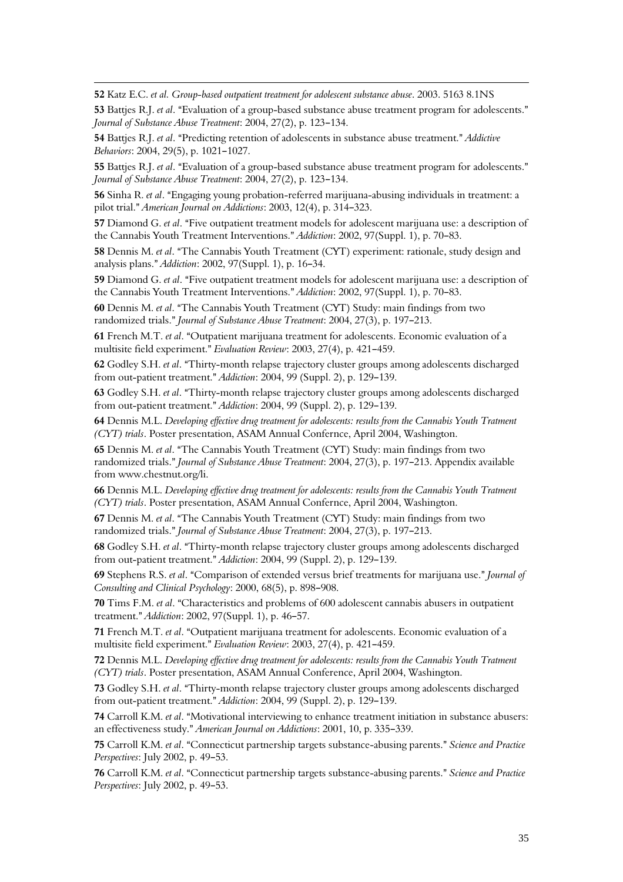**52** Katz E.C. *et al. Group-based outpatient treatment for adolescent substance abuse*. 2003. 5163 8.1NS

**53** Battjes R.J. *et al*. "Evaluation of a group-based substance abuse treatment program for adolescents." *Journal of Substance Abuse Treatment*: 2004, 27(2), p. 123–134.

**54** Battjes R.J. *et al*. "Predicting retention of adolescents in substance abuse treatment." *Addictive Behaviors*: 2004, 29(5), p. 1021–1027.

**55** Battjes R.J. *et al*. "Evaluation of a group-based substance abuse treatment program for adolescents." *Journal of Substance Abuse Treatment*: 2004, 27(2), p. 123–134.

**56** Sinha R. *et al*. "Engaging young probation-referred marijuana-abusing individuals in treatment: a pilot trial." *American Journal on Addictions*: 2003, 12(4), p. 314–323.

**57** Diamond G. *et al*. "Five outpatient treatment models for adolescent marijuana use: a description of the Cannabis Youth Treatment Interventions." *Addiction*: 2002, 97(Suppl. 1), p. 70–83.

**58** Dennis M. *et al*. "The Cannabis Youth Treatment (CYT) experiment: rationale, study design and analysis plans." *Addiction*: 2002, 97(Suppl. 1), p. 16–34.

**59** Diamond G. *et al*. "Five outpatient treatment models for adolescent marijuana use: a description of the Cannabis Youth Treatment Interventions." *Addiction*: 2002, 97(Suppl. 1), p. 70–83.

**60** Dennis M. *et al*. "The Cannabis Youth Treatment (CYT) Study: main findings from two randomized trials." *Journal of Substance Abuse Treatment*: 2004, 27(3), p. 197–213.

**61** French M.T. *et al*. "Outpatient marijuana treatment for adolescents. Economic evaluation of a multisite field experiment." *Evaluation Review*: 2003, 27(4), p. 421–459.

**62** Godley S.H. *et al*. "Thirty-month relapse trajectory cluster groups among adolescents discharged from out-patient treatment." *Addiction*: 2004, 99 (Suppl. 2), p. 129–139.

**63** Godley S.H. *et al*. "Thirty-month relapse trajectory cluster groups among adolescents discharged from out-patient treatment." *Addiction*: 2004, 99 (Suppl. 2), p. 129–139.

**64** Dennis M.L. *Developing effective drug treatment for adolescents: results from the Cannabis Youth Tratment (CYT) trials*. Poster presentation, ASAM Annual Confernce, April 2004, Washington.

**65** Dennis M. *et al*. "The Cannabis Youth Treatment (CYT) Study: main findings from two randomized trials." *Journal of Substance Abuse Treatment*: 2004, 27(3), p. 197–213. Appendix available from www.chestnut.org/li.

**66** Dennis M.L. *Developing effective drug treatment for adolescents: results from the Cannabis Youth Tratment (CYT) trials*. Poster presentation, ASAM Annual Confernce, April 2004, Washington.

**67** Dennis M. *et al*. "The Cannabis Youth Treatment (CYT) Study: main findings from two randomized trials." *Journal of Substance Abuse Treatment*: 2004, 27(3), p. 197–213.

**68** Godley S.H. *et al*. "Thirty-month relapse trajectory cluster groups among adolescents discharged from out-patient treatment." *Addiction*: 2004, 99 (Suppl. 2), p. 129–139.

**69** Stephens R.S. *et al*. "Comparison of extended versus brief treatments for marijuana use." *Journal of Consulting and Clinical Psychology*: 2000, 68(5), p. 898–908.

**70** Tims F.M. *et al*. "Characteristics and problems of 600 adolescent cannabis abusers in outpatient treatment." *Addiction*: 2002, 97(Suppl. 1), p. 46–57.

**71** French M.T. *et al*. "Outpatient marijuana treatment for adolescents. Economic evaluation of a multisite field experiment." *Evaluation Review*: 2003, 27(4), p. 421–459.

**72** Dennis M.L. *Developing effective drug treatment for adolescents: results from the Cannabis Youth Tratment (CYT) trials*. Poster presentation, ASAM Annual Conference, April 2004, Washington.

**73** Godley S.H. *et al*. "Thirty-month relapse trajectory cluster groups among adolescents discharged from out-patient treatment." *Addiction*: 2004, 99 (Suppl. 2), p. 129–139.

**74** Carroll K.M. *et al*. "Motivational interviewing to enhance treatment initiation in substance abusers: an effectiveness study." *American Journal on Addictions*: 2001, 10, p. 335–339.

**75** Carroll K.M. *et al*. "Connecticut partnership targets substance-abusing parents." *Science and Practice Perspectives*: July 2002, p. 49–53.

**76** Carroll K.M. *et al*. "Connecticut partnership targets substance-abusing parents." *Science and Practice Perspectives*: July 2002, p. 49–53.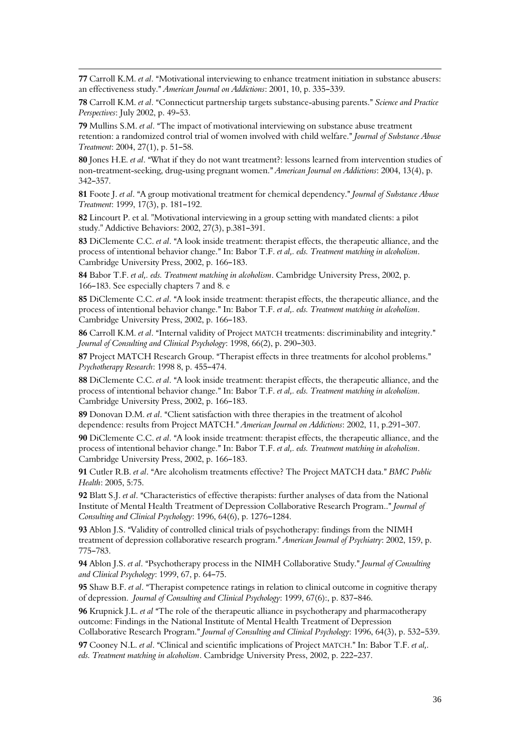**77** Carroll K.M. *et al*. "Motivational interviewing to enhance treatment initiation in substance abusers: an effectiveness study." *American Journal on Addictions*: 2001, 10, p. 335–339.

**78** Carroll K.M. *et al*. "Connecticut partnership targets substance-abusing parents." *Science and Practice Perspectives*: July 2002, p. 49–53.

**79** Mullins S.M. *et al*. "The impact of motivational interviewing on substance abuse treatment retention: a randomized control trial of women involved with child welfare." *Journal of Substance Abuse Treatment*: 2004, 27(1), p. 51–58.

**80** Jones H.E. *et al*. "What if they do not want treatment?: lessons learned from intervention studies of non-treatment-seeking, drug-using pregnant women." *American Journal on Addictions*: 2004, 13(4), p. 342–357.

**81** Foote J. *et al*. "A group motivational treatment for chemical dependency." *Journal of Substance Abuse Treatment*: 1999, 17(3), p. 181–192.

**82** Lincourt P. et al. "Motivational interviewing in a group setting with mandated clients: a pilot study." Addictive Behaviors: 2002, 27(3), p.381–391.

**83** DiClemente C.C. *et al*. "A look inside treatment: therapist effects, the therapeutic alliance, and the process of intentional behavior change." In: Babor T.F. *et al,. eds. Treatment matching in alcoholism*. Cambridge University Press, 2002, p. 166–183.

**84** Babor T.F. *et al,. eds. Treatment matching in alcoholism*. Cambridge University Press, 2002, p. 166–183. See especially chapters 7 and 8. e

**85** DiClemente C.C. *et al*. "A look inside treatment: therapist effects, the therapeutic alliance, and the process of intentional behavior change." In: Babor T.F. *et al,. eds. Treatment matching in alcoholism*. Cambridge University Press, 2002, p. 166–183.

**86** Carroll K.M. *et al*. "Internal validity of Project MATCH treatments: discriminability and integrity." *Journal of Consulting and Clinical Psychology*: 1998, 66(2), p. 290–303.

**87** Project MATCH Research Group. "Therapist effects in three treatments for alcohol problems." *Psychotherapy Research*: 1998 8, p. 455–474.

**88** DiClemente C.C. *et al*. "A look inside treatment: therapist effects, the therapeutic alliance, and the process of intentional behavior change." In: Babor T.F. *et al,. eds. Treatment matching in alcoholism*. Cambridge University Press, 2002, p. 166–183.

**89** Donovan D.M. *et al*. "Client satisfaction with three therapies in the treatment of alcohol dependence: results from Project MATCH." *American Journal on Addictions*: 2002, 11, p.291–307.

**90** DiClemente C.C. *et al*. "A look inside treatment: therapist effects, the therapeutic alliance, and the process of intentional behavior change." In: Babor T.F. *et al,. eds. Treatment matching in alcoholism*. Cambridge University Press, 2002, p. 166–183.

**91** Cutler R.B. *et al*. "Are alcoholism treatments effective? The Project MATCH data." *BMC Public Health*: 2005, 5:75.

**92** Blatt S.J. *et al*. "Characteristics of effective therapists: further analyses of data from the National Institute of Mental Health Treatment of Depression Collaborative Research Program.." *Journal of Consulting and Clinical Psychology*: 1996, 64(6), p. 1276–1284.

**93** Ablon J.S. "Validity of controlled clinical trials of psychotherapy: findings from the NIMH treatment of depression collaborative research program." *American Journal of Psychiatry*: 2002, 159, p. 775–783.

**94** Ablon J.S. *et al*. "Psychotherapy process in the NIMH Collaborative Study." *Journal of Consulting and Clinical Psychology*: 1999, 67, p. 64–75.

**95** Shaw B.F. *et al*. "Therapist competence ratings in relation to clinical outcome in cognitive therapy of depression. *Journal of Consulting and Clinical Psychology*: 1999, 67(6):, p. 837–846.

**96** Krupnick J.L. *et al* "The role of the therapeutic alliance in psychotherapy and pharmacotherapy outcome: Findings in the National Institute of Mental Health Treatment of Depression Collaborative Research Program." *Journal of Consulting and Clinical Psychology*: 1996, 64(3), p. 532–539.

**97** Cooney N.L. *et al*. "Clinical and scientific implications of Project MATCH." In: Babor T.F. *et al,. eds. Treatment matching in alcoholism*. Cambridge University Press, 2002, p. 222–237.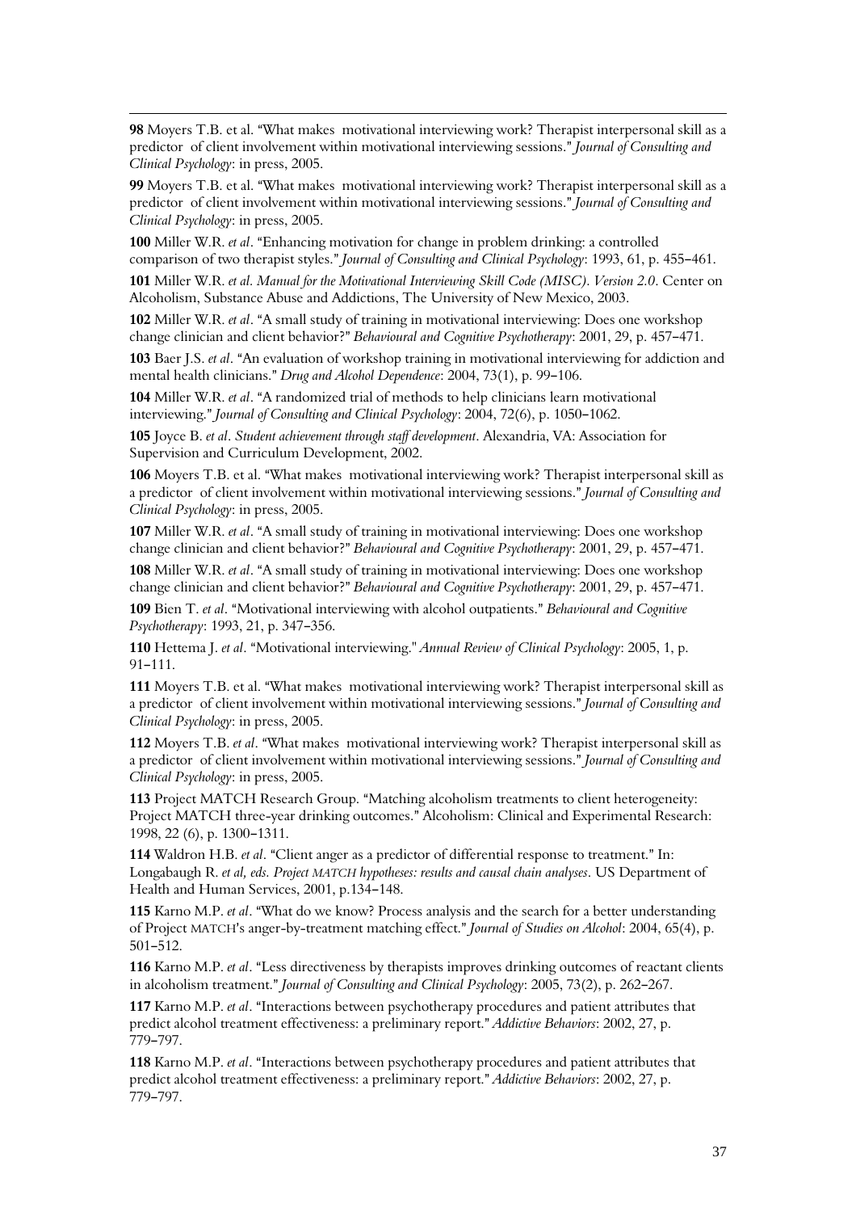**98** Moyers T.B. et al. "What makes motivational interviewing work? Therapist interpersonal skill as a predictor of client involvement within motivational interviewing sessions." *Journal of Consulting and Clinical Psychology*: in press, 2005.

**99** Moyers T.B. et al. "What makes motivational interviewing work? Therapist interpersonal skill as a predictor of client involvement within motivational interviewing sessions." *Journal of Consulting and Clinical Psychology*: in press, 2005.

**100** Miller W.R. *et al*. "Enhancing motivation for change in problem drinking: a controlled comparison of two therapist styles." *Journal of Consulting and Clinical Psychology*: 1993, 61, p. 455–461.

**101** Miller W.R. *et al*. *Manual for the Motivational Interviewing Skill Code (MISC). Version 2.0*. Center on Alcoholism, Substance Abuse and Addictions, The University of New Mexico, 2003.

**102** Miller W.R. *et al*. "A small study of training in motivational interviewing: Does one workshop change clinician and client behavior?" *Behavioural and Cognitive Psychotherapy*: 2001, 29, p. 457–471.

**103** Baer J.S. *et al*. "An evaluation of workshop training in motivational interviewing for addiction and mental health clinicians." *Drug and Alcohol Dependence*: 2004, 73(1), p. 99–106.

**104** Miller W.R. *et al*. "A randomized trial of methods to help clinicians learn motivational interviewing." *Journal of Consulting and Clinical Psychology*: 2004, 72(6), p. 1050–1062.

**105** Joyce B. *et al*. *Student achievement through staff development*. Alexandria, VA: Association for Supervision and Curriculum Development, 2002.

**106** Moyers T.B. et al. "What makes motivational interviewing work? Therapist interpersonal skill as a predictor of client involvement within motivational interviewing sessions." *Journal of Consulting and Clinical Psychology*: in press, 2005.

**107** Miller W.R. *et al*. "A small study of training in motivational interviewing: Does one workshop change clinician and client behavior?" *Behavioural and Cognitive Psychotherapy*: 2001, 29, p. 457–471.

**108** Miller W.R. *et al*. "A small study of training in motivational interviewing: Does one workshop change clinician and client behavior?" *Behavioural and Cognitive Psychotherapy*: 2001, 29, p. 457–471.

**109** Bien T. *et al*. "Motivational interviewing with alcohol outpatients." *Behavioural and Cognitive Psychotherapy*: 1993, 21, p. 347–356.

**110** Hettema J. *et al*. "Motivational interviewing." *Annual Review of Clinical Psychology*: 2005, 1, p. 91–111.

**111** Moyers T.B. et al. "What makes motivational interviewing work? Therapist interpersonal skill as a predictor of client involvement within motivational interviewing sessions." *Journal of Consulting and Clinical Psychology*: in press, 2005.

**112** Moyers T.B. *et al*. "What makes motivational interviewing work? Therapist interpersonal skill as a predictor of client involvement within motivational interviewing sessions." *Journal of Consulting and Clinical Psychology*: in press, 2005.

**113** Project MATCH Research Group. "Matching alcoholism treatments to client heterogeneity: Project MATCH three-year drinking outcomes." Alcoholism: Clinical and Experimental Research: 1998, 22 (6), p. 1300–1311.

**114** Waldron H.B. *et al*. "Client anger as a predictor of differential response to treatment." In: Longabaugh R. *et al, eds. Project MATCH hypotheses: results and causal chain analyses*. US Department of Health and Human Services, 2001, p.134–148.

**115** Karno M.P. *et al*. "What do we know? Process analysis and the search for a better understanding of Project MATCH's anger-by-treatment matching effect." *Journal of Studies on Alcohol*: 2004, 65(4), p. 501–512.

**116** Karno M.P. *et al*. "Less directiveness by therapists improves drinking outcomes of reactant clients in alcoholism treatment." *Journal of Consulting and Clinical Psychology*: 2005, 73(2), p. 262–267.

**117** Karno M.P. *et al*. "Interactions between psychotherapy procedures and patient attributes that predict alcohol treatment effectiveness: a preliminary report." *Addictive Behaviors*: 2002, 27, p. 779–797.

**118** Karno M.P. *et al*. "Interactions between psychotherapy procedures and patient attributes that predict alcohol treatment effectiveness: a preliminary report." *Addictive Behaviors*: 2002, 27, p. 779–797.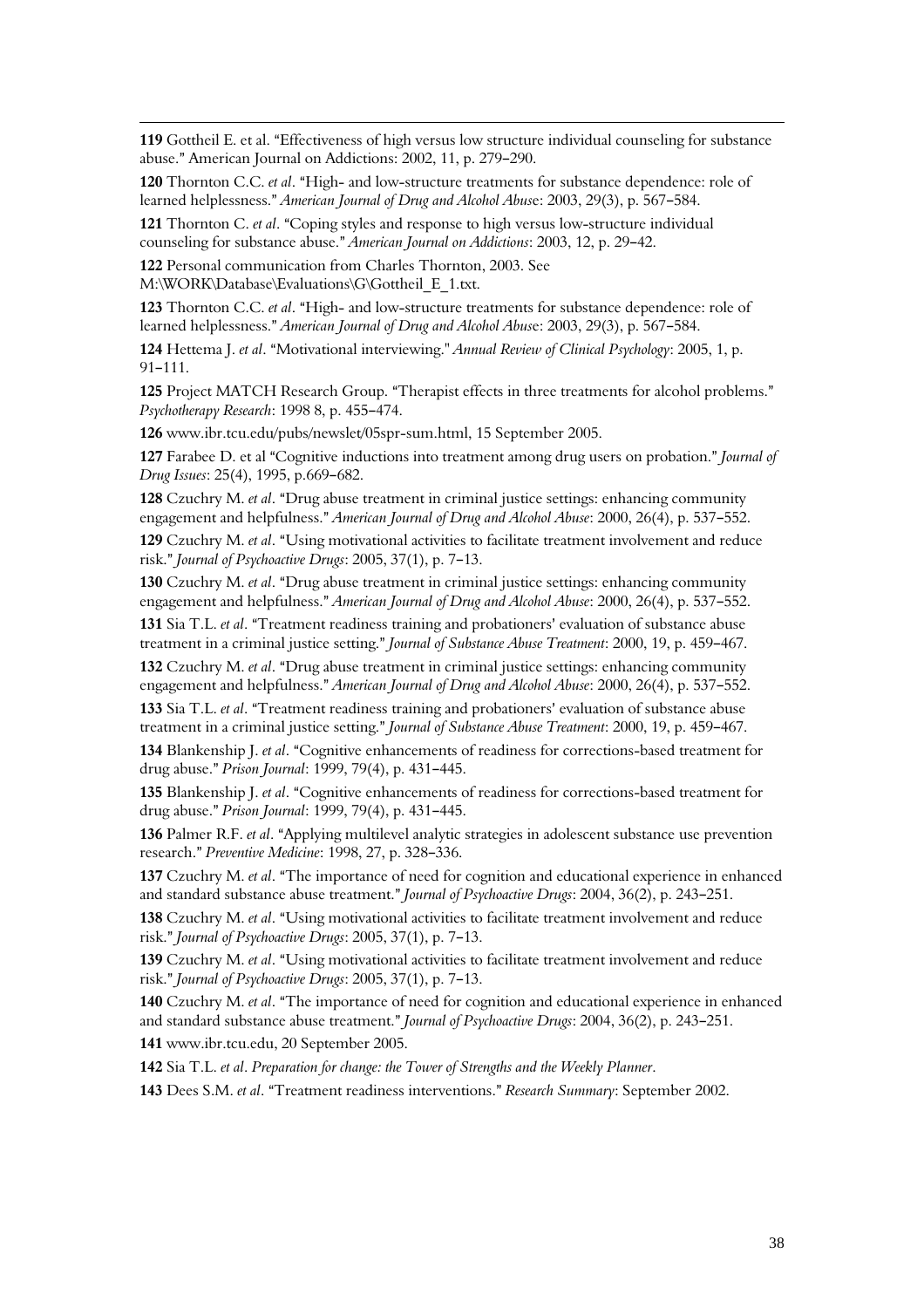**119** Gottheil E. et al. "Effectiveness of high versus low structure individual counseling for substance abuse." American Journal on Addictions: 2002, 11, p. 279–290.

**120** Thornton C.C. *et al*. "High- and low-structure treatments for substance dependence: role of learned helplessness." *American Journal of Drug and Alcohol Abus*e: 2003, 29(3), p. 567–584.

**121** Thornton C. *et al*. "Coping styles and response to high versus low-structure individual counseling for substance abuse." *American Journal on Addictions*: 2003, 12, p. 29–42.

**122** Personal communication from Charles Thornton, 2003. See M:\WORK\Database\Evaluations\G\Gottheil_E_1.txt.

**123** Thornton C.C. *et al*. "High- and low-structure treatments for substance dependence: role of learned helplessness." *American Journal of Drug and Alcohol Abus*e: 2003, 29(3), p. 567–584.

**124** Hettema J. *et al*. "Motivational interviewing." *Annual Review of Clinical Psychology*: 2005, 1, p. 91–111.

**125** Project MATCH Research Group. "Therapist effects in three treatments for alcohol problems." *Psychotherapy Research*: 1998 8, p. 455–474.

**126** www.ibr.tcu.edu/pubs/newslet/05spr-sum.html, 15 September 2005.

**127** Farabee D. et al "Cognitive inductions into treatment among drug users on probation." *Journal of Drug Issues*: 25(4), 1995, p.669–682.

**128** Czuchry M. *et al*. "Drug abuse treatment in criminal justice settings: enhancing community engagement and helpfulness." *American Journal of Drug and Alcohol Abuse*: 2000, 26(4), p. 537–552.

**129** Czuchry M. *et al*. "Using motivational activities to facilitate treatment involvement and reduce risk." *Journal of Psychoactive Drugs*: 2005, 37(1), p. 7–13.

**130** Czuchry M. *et al*. "Drug abuse treatment in criminal justice settings: enhancing community engagement and helpfulness." *American Journal of Drug and Alcohol Abuse*: 2000, 26(4), p. 537–552.

**131** Sia T.L. *et al*. "Treatment readiness training and probationers' evaluation of substance abuse treatment in a criminal justice setting." *Journal of Substance Abuse Treatment*: 2000, 19, p. 459–467.

**132** Czuchry M. *et al*. "Drug abuse treatment in criminal justice settings: enhancing community engagement and helpfulness." *American Journal of Drug and Alcohol Abuse*: 2000, 26(4), p. 537–552.

**133** Sia T.L. *et al*. "Treatment readiness training and probationers' evaluation of substance abuse treatment in a criminal justice setting." *Journal of Substance Abuse Treatment*: 2000, 19, p. 459–467.

**134** Blankenship J. *et al*. "Cognitive enhancements of readiness for corrections-based treatment for drug abuse." *Prison Journal*: 1999, 79(4), p. 431–445.

**135** Blankenship J. *et al*. "Cognitive enhancements of readiness for corrections-based treatment for drug abuse." *Prison Journal*: 1999, 79(4), p. 431–445.

**136** Palmer R.F. *et al*. "Applying multilevel analytic strategies in adolescent substance use prevention research." *Preventive Medicine*: 1998, 27, p. 328–336.

**137** Czuchry M. *et al*. "The importance of need for cognition and educational experience in enhanced and standard substance abuse treatment." *Journal of Psychoactive Drugs*: 2004, 36(2), p. 243–251.

**138** Czuchry M. *et al*. "Using motivational activities to facilitate treatment involvement and reduce risk." *Journal of Psychoactive Drugs*: 2005, 37(1), p. 7–13.

**139** Czuchry M. *et al*. "Using motivational activities to facilitate treatment involvement and reduce risk." *Journal of Psychoactive Drugs*: 2005, 37(1), p. 7–13.

**140** Czuchry M. *et al*. "The importance of need for cognition and educational experience in enhanced and standard substance abuse treatment." *Journal of Psychoactive Drugs*: 2004, 36(2), p. 243–251.

**141** www.ibr.tcu.edu, 20 September 2005.

**142** Sia T.L. *et al*. *Preparation for change: the Tower of Strengths and the Weekly Planner*.

**143** Dees S.M. *et al*. "Treatment readiness interventions." *Research Summary*: September 2002.